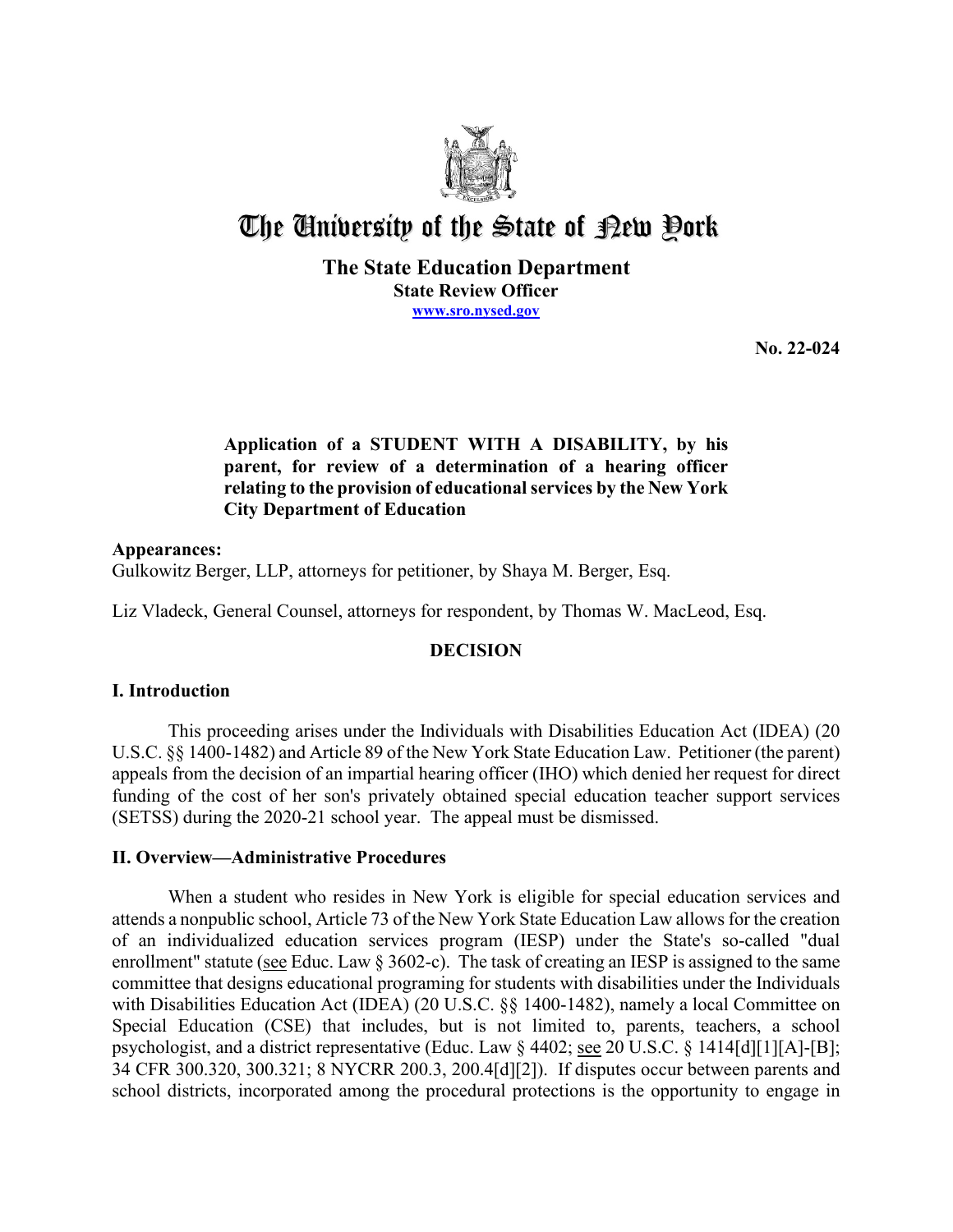# The University of the State of New York

**The State Education Department**
**State Review Officer**
**www.sro.nysed.gov**

**No. 22-024**

**Application of a STUDENT WITH A DISABILITY, by his parent, for review of a determination of a hearing officer relating to the provision of educational services by the New York City Department of Education**

**Appearances:**
Gulkowitz Berger, LLP, attorneys for petitioner, by Shaya M. Berger, Esq.

Liz Vladeck, General Counsel, attorneys for respondent, by Thomas W. MacLeod, Esq.

## DECISION

### I. Introduction

This proceeding arises under the Individuals with Disabilities Education Act (IDEA) (20 U.S.C. §§ 1400-1482) and Article 89 of the New York State Education Law. Petitioner (the parent) appeals from the decision of an impartial hearing officer (IHO) which denied her request for direct funding of the cost of her son's privately obtained special education teacher support services (SETSS) during the 2020-21 school year. The appeal must be dismissed.

### II. Overview—Administrative Procedures

When a student who resides in New York is eligible for special education services and attends a nonpublic school, Article 73 of the New York State Education Law allows for the creation of an individualized education services program (IESP) under the State's so-called "dual enrollment" statute (see Educ. Law § 3602-c). The task of creating an IESP is assigned to the same committee that designs educational programing for students with disabilities under the Individuals with Disabilities Education Act (IDEA) (20 U.S.C. §§ 1400-1482), namely a local Committee on Special Education (CSE) that includes, but is not limited to, parents, teachers, a school psychologist, and a district representative (Educ. Law § 4402; see 20 U.S.C. § 1414[d][1][A]-[B]; 34 CFR 300.320, 300.321; 8 NYCRR 200.3, 200.4[d][2]). If disputes occur between parents and school districts, incorporated among the procedural protections is the opportunity to engage in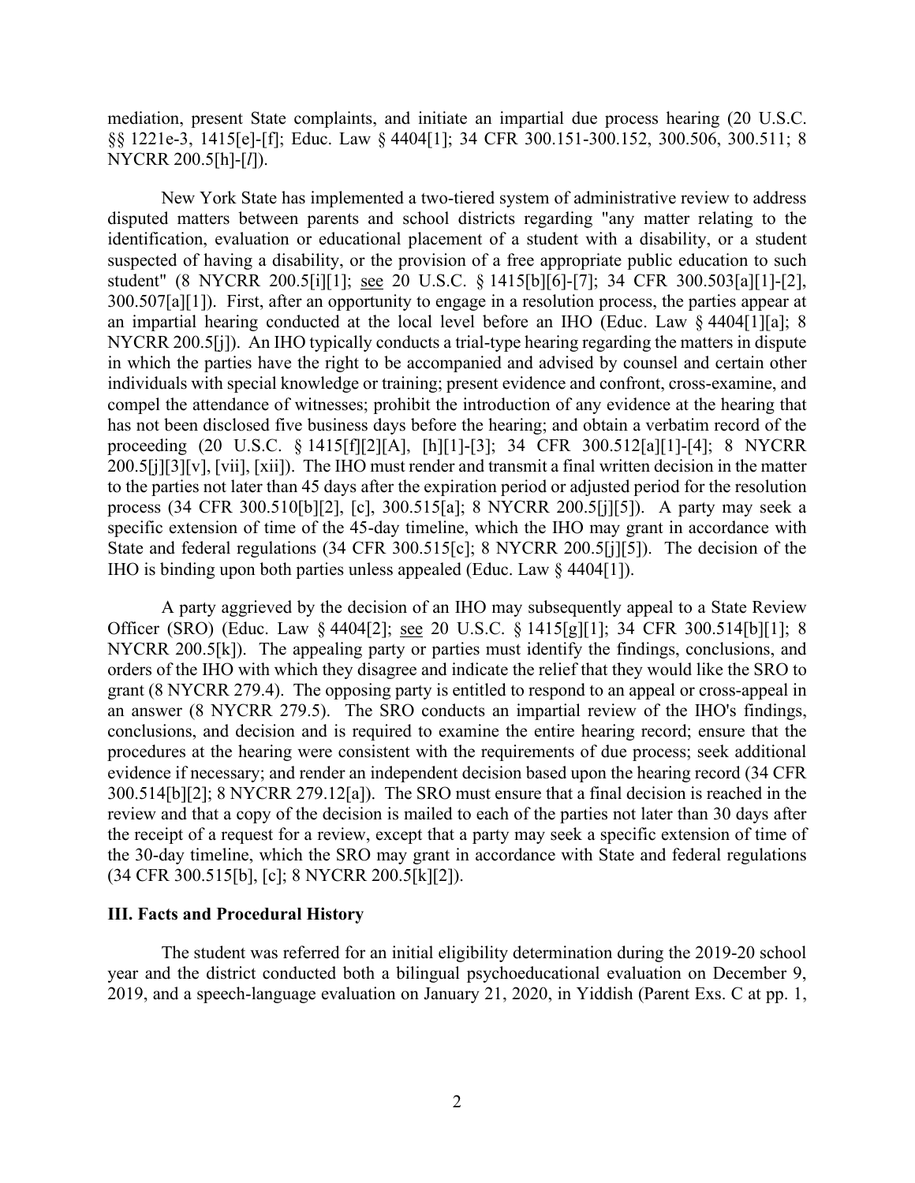mediation, present State complaints, and initiate an impartial due process hearing (20 U.S.C. §§ 1221e-3, 1415[e]-[f]; Educ. Law § 4404[1]; 34 CFR 300.151-300.152, 300.506, 300.511; 8 NYCRR 200.5[h]-[*l*]).

New York State has implemented a two-tiered system of administrative review to address disputed matters between parents and school districts regarding "any matter relating to the identification, evaluation or educational placement of a student with a disability, or a student suspected of having a disability, or the provision of a free appropriate public education to such student" (8 NYCRR 200.5[i][1]; see 20 U.S.C. § 1415[b][6]-[7]; 34 CFR 300.503[a][1]-[2], 300.507[a][1]). First, after an opportunity to engage in a resolution process, the parties appear at an impartial hearing conducted at the local level before an IHO (Educ. Law § 4404[1][a]; 8 NYCRR 200.5[j]). An IHO typically conducts a trial-type hearing regarding the matters in dispute in which the parties have the right to be accompanied and advised by counsel and certain other individuals with special knowledge or training; present evidence and confront, cross-examine, and compel the attendance of witnesses; prohibit the introduction of any evidence at the hearing that has not been disclosed five business days before the hearing; and obtain a verbatim record of the proceeding (20 U.S.C. § 1415[f][2][A], [h][1]-[3]; 34 CFR 300.512[a][1]-[4]; 8 NYCRR 200.5[j][3][v], [vii], [xii]). The IHO must render and transmit a final written decision in the matter to the parties not later than 45 days after the expiration period or adjusted period for the resolution process (34 CFR 300.510[b][2], [c], 300.515[a]; 8 NYCRR 200.5[j][5]). A party may seek a specific extension of time of the 45-day timeline, which the IHO may grant in accordance with State and federal regulations (34 CFR 300.515[c]; 8 NYCRR 200.5[j][5]). The decision of the IHO is binding upon both parties unless appealed (Educ. Law § 4404[1]).

A party aggrieved by the decision of an IHO may subsequently appeal to a State Review Officer (SRO) (Educ. Law § 4404[2]; see 20 U.S.C. § 1415[g][1]; 34 CFR 300.514[b][1]; 8 NYCRR 200.5[k]). The appealing party or parties must identify the findings, conclusions, and orders of the IHO with which they disagree and indicate the relief that they would like the SRO to grant (8 NYCRR 279.4). The opposing party is entitled to respond to an appeal or cross-appeal in an answer (8 NYCRR 279.5). The SRO conducts an impartial review of the IHO's findings, conclusions, and decision and is required to examine the entire hearing record; ensure that the procedures at the hearing were consistent with the requirements of due process; seek additional evidence if necessary; and render an independent decision based upon the hearing record (34 CFR 300.514[b][2]; 8 NYCRR 279.12[a]). The SRO must ensure that a final decision is reached in the review and that a copy of the decision is mailed to each of the parties not later than 30 days after the receipt of a request for a review, except that a party may seek a specific extension of time of the 30-day timeline, which the SRO may grant in accordance with State and federal regulations (34 CFR 300.515[b], [c]; 8 NYCRR 200.5[k][2]).

## III. Facts and Procedural History

The student was referred for an initial eligibility determination during the 2019-20 school year and the district conducted both a bilingual psychoeducational evaluation on December 9, 2019, and a speech-language evaluation on January 21, 2020, in Yiddish (Parent Exs. C at pp. 1,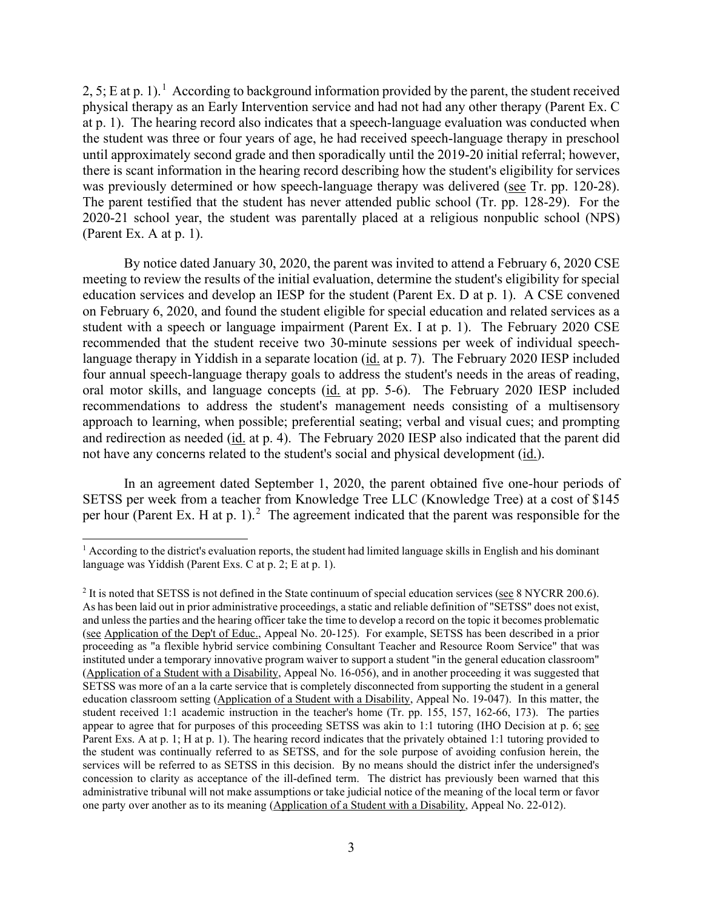2, 5; E at p. 1).[1] According to background information provided by the parent, the student received physical therapy as an Early Intervention service and had not had any other therapy (Parent Ex. C at p. 1). The hearing record also indicates that a speech-language evaluation was conducted when the student was three or four years of age, he had received speech-language therapy in preschool until approximately second grade and then sporadically until the 2019-20 initial referral; however, there is scant information in the hearing record describing how the student's eligibility for services was previously determined or how speech-language therapy was delivered (see Tr. pp. 120-28). The parent testified that the student has never attended public school (Tr. pp. 128-29). For the 2020-21 school year, the student was parentally placed at a religious nonpublic school (NPS) (Parent Ex. A at p. 1).

By notice dated January 30, 2020, the parent was invited to attend a February 6, 2020 CSE meeting to review the results of the initial evaluation, determine the student's eligibility for special education services and develop an IESP for the student (Parent Ex. D at p. 1). A CSE convened on February 6, 2020, and found the student eligible for special education and related services as a student with a speech or language impairment (Parent Ex. I at p. 1). The February 2020 CSE recommended that the student receive two 30-minute sessions per week of individual speech-language therapy in Yiddish in a separate location (id. at p. 7). The February 2020 IESP included four annual speech-language therapy goals to address the student's needs in the areas of reading, oral motor skills, and language concepts (id. at pp. 5-6). The February 2020 IESP included recommendations to address the student's management needs consisting of a multisensory approach to learning, when possible; preferential seating; verbal and visual cues; and prompting and redirection as needed (id. at p. 4). The February 2020 IESP also indicated that the parent did not have any concerns related to the student's social and physical development (id.).

In an agreement dated September 1, 2020, the parent obtained five one-hour periods of SETSS per week from a teacher from Knowledge Tree LLC (Knowledge Tree) at a cost of $145 per hour (Parent Ex. H at p. 1).[2] The agreement indicated that the parent was responsible for the

---

[1] According to the district's evaluation reports, the student had limited language skills in English and his dominant language was Yiddish (Parent Exs. C at p. 2; E at p. 1).

[2] It is noted that SETSS is not defined in the State continuum of special education services (see 8 NYCRR 200.6). As has been laid out in prior administrative proceedings, a static and reliable definition of "SETSS" does not exist, and unless the parties and the hearing officer take the time to develop a record on the topic it becomes problematic (see Application of the Dep't of Educ., Appeal No. 20-125). For example, SETSS has been described in a prior proceeding as "a flexible hybrid service combining Consultant Teacher and Resource Room Service" that was instituted under a temporary innovative program waiver to support a student "in the general education classroom" (Application of a Student with a Disability, Appeal No. 16-056), and in another proceeding it was suggested that SETSS was more of an a la carte service that is completely disconnected from supporting the student in a general education classroom setting (Application of a Student with a Disability, Appeal No. 19-047). In this matter, the student received 1:1 academic instruction in the teacher's home (Tr. pp. 155, 157, 162-66, 173). The parties appear to agree that for purposes of this proceeding SETSS was akin to 1:1 tutoring (IHO Decision at p. 6; see Parent Exs. A at p. 1; H at p. 1). The hearing record indicates that the privately obtained 1:1 tutoring provided to the student was continually referred to as SETSS, and for the sole purpose of avoiding confusion herein, the services will be referred to as SETSS in this decision. By no means should the district infer the undersigned's concession to clarity as acceptance of the ill-defined term. The district has previously been warned that this administrative tribunal will not make assumptions or take judicial notice of the meaning of the local term or favor one party over another as to its meaning (Application of a Student with a Disability, Appeal No. 22-012).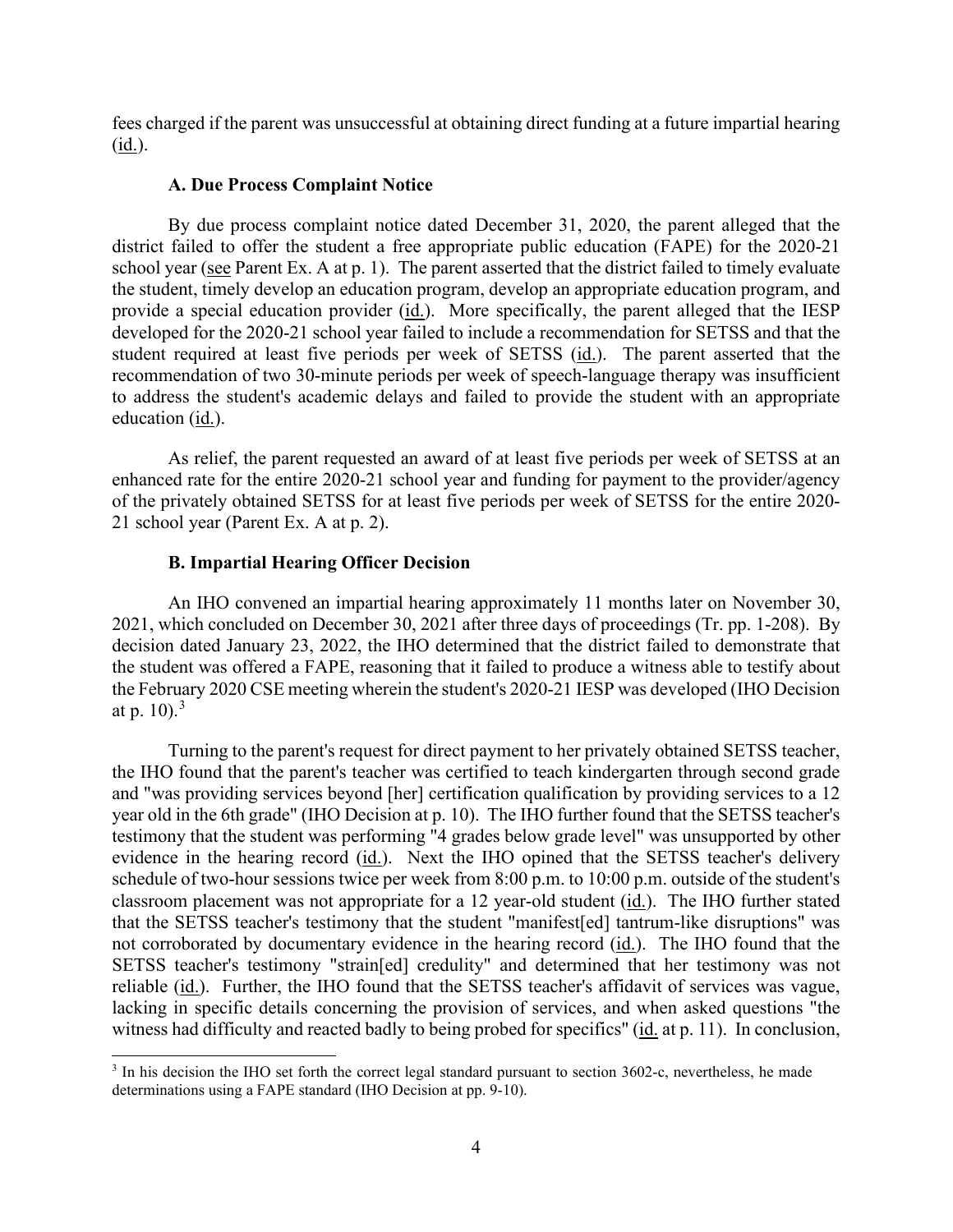fees charged if the parent was unsuccessful at obtaining direct funding at a future impartial hearing (id.).

### A. Due Process Complaint Notice

By due process complaint notice dated December 31, 2020, the parent alleged that the district failed to offer the student a free appropriate public education (FAPE) for the 2020-21 school year (see Parent Ex. A at p. 1). The parent asserted that the district failed to timely evaluate the student, timely develop an education program, develop an appropriate education program, and provide a special education provider (id.). More specifically, the parent alleged that the IESP developed for the 2020-21 school year failed to include a recommendation for SETSS and that the student required at least five periods per week of SETSS (id.). The parent asserted that the recommendation of two 30-minute periods per week of speech-language therapy was insufficient to address the student's academic delays and failed to provide the student with an appropriate education (id.).

As relief, the parent requested an award of at least five periods per week of SETSS at an enhanced rate for the entire 2020-21 school year and funding for payment to the provider/agency of the privately obtained SETSS for at least five periods per week of SETSS for the entire 2020-21 school year (Parent Ex. A at p. 2).

### B. Impartial Hearing Officer Decision

An IHO convened an impartial hearing approximately 11 months later on November 30, 2021, which concluded on December 30, 2021 after three days of proceedings (Tr. pp. 1-208). By decision dated January 23, 2022, the IHO determined that the district failed to demonstrate that the student was offered a FAPE, reasoning that it failed to produce a witness able to testify about the February 2020 CSE meeting wherein the student's 2020-21 IESP was developed (IHO Decision at p. 10).[3]

Turning to the parent's request for direct payment to her privately obtained SETSS teacher, the IHO found that the parent's teacher was certified to teach kindergarten through second grade and "was providing services beyond [her] certification qualification by providing services to a 12 year old in the 6th grade" (IHO Decision at p. 10). The IHO further found that the SETSS teacher's testimony that the student was performing "4 grades below grade level" was unsupported by other evidence in the hearing record (id.). Next the IHO opined that the SETSS teacher's delivery schedule of two-hour sessions twice per week from 8:00 p.m. to 10:00 p.m. outside of the student's classroom placement was not appropriate for a 12 year-old student (id.). The IHO further stated that the SETSS teacher's testimony that the student "manifest[ed] tantrum-like disruptions" was not corroborated by documentary evidence in the hearing record (id.). The IHO found that the SETSS teacher's testimony "strain[ed] credulity" and determined that her testimony was not reliable (id.). Further, the IHO found that the SETSS teacher's affidavit of services was vague, lacking in specific details concerning the provision of services, and when asked questions "the witness had difficulty and reacted badly to being probed for specifics" (id. at p. 11). In conclusion,

[3] In his decision the IHO set forth the correct legal standard pursuant to section 3602-c, nevertheless, he made determinations using a FAPE standard (IHO Decision at pp. 9-10).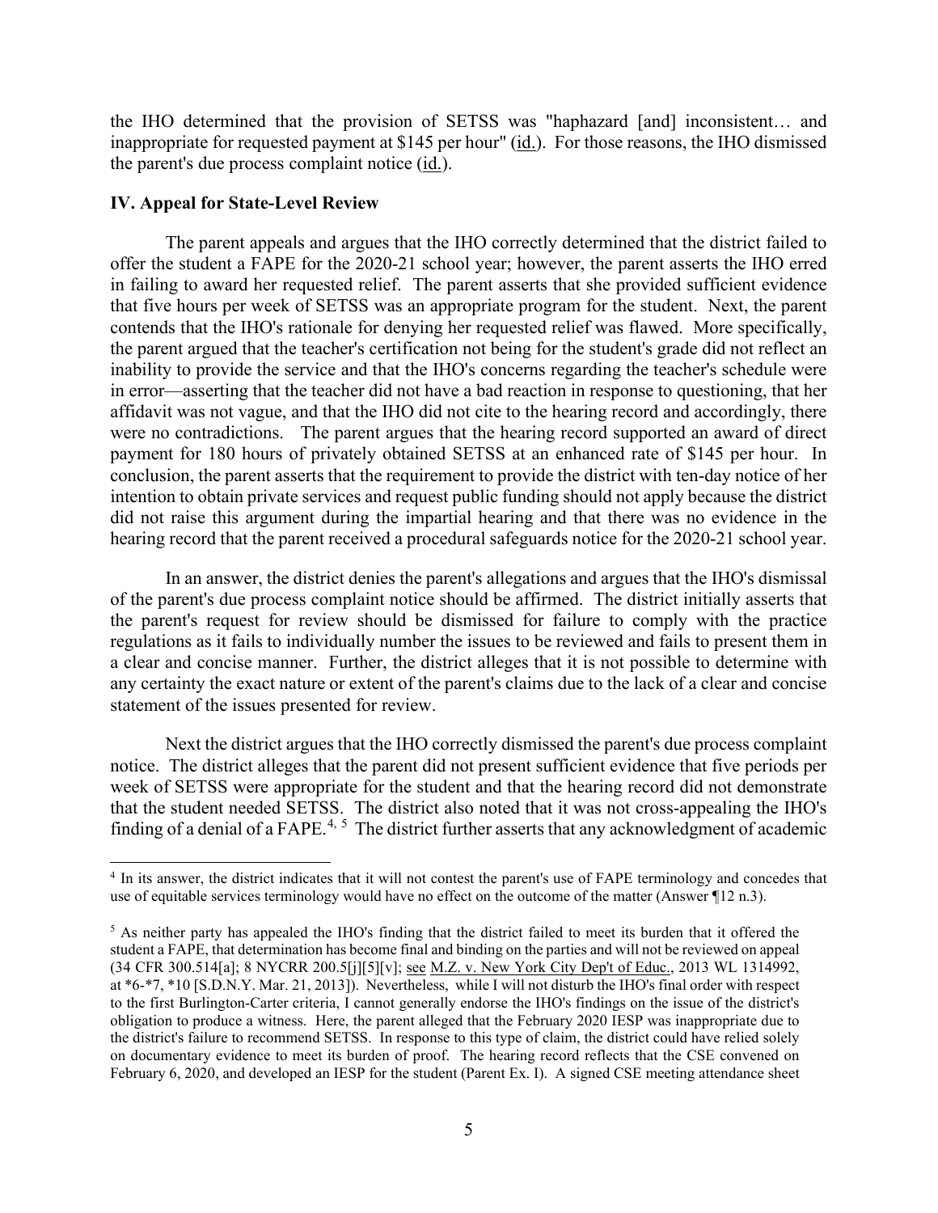the IHO determined that the provision of SETSS was "haphazard [and] inconsistent… and inappropriate for requested payment at $145 per hour" (id.). For those reasons, the IHO dismissed the parent's due process complaint notice (id.).

## IV. Appeal for State-Level Review

The parent appeals and argues that the IHO correctly determined that the district failed to offer the student a FAPE for the 2020-21 school year; however, the parent asserts the IHO erred in failing to award her requested relief. The parent asserts that she provided sufficient evidence that five hours per week of SETSS was an appropriate program for the student. Next, the parent contends that the IHO's rationale for denying her requested relief was flawed. More specifically, the parent argued that the teacher's certification not being for the student's grade did not reflect an inability to provide the service and that the IHO's concerns regarding the teacher's schedule were in error—asserting that the teacher did not have a bad reaction in response to questioning, that her affidavit was not vague, and that the IHO did not cite to the hearing record and accordingly, there were no contradictions. The parent argues that the hearing record supported an award of direct payment for 180 hours of privately obtained SETSS at an enhanced rate of $145 per hour. In conclusion, the parent asserts that the requirement to provide the district with ten-day notice of her intention to obtain private services and request public funding should not apply because the district did not raise this argument during the impartial hearing and that there was no evidence in the hearing record that the parent received a procedural safeguards notice for the 2020-21 school year.

In an answer, the district denies the parent's allegations and argues that the IHO's dismissal of the parent's due process complaint notice should be affirmed. The district initially asserts that the parent's request for review should be dismissed for failure to comply with the practice regulations as it fails to individually number the issues to be reviewed and fails to present them in a clear and concise manner. Further, the district alleges that it is not possible to determine with any certainty the exact nature or extent of the parent's claims due to the lack of a clear and concise statement of the issues presented for review.

Next the district argues that the IHO correctly dismissed the parent's due process complaint notice. The district alleges that the parent did not present sufficient evidence that five periods per week of SETSS were appropriate for the student and that the hearing record did not demonstrate that the student needed SETSS. The district also noted that it was not cross-appealing the IHO's finding of a denial of a FAPE.[4, 5] The district further asserts that any acknowledgment of academic

---

[4] In its answer, the district indicates that it will not contest the parent's use of FAPE terminology and concedes that use of equitable services terminology would have no effect on the outcome of the matter (Answer ¶12 n.3).

[5] As neither party has appealed the IHO's finding that the district failed to meet its burden that it offered the student a FAPE, that determination has become final and binding on the parties and will not be reviewed on appeal (34 CFR 300.514[a]; 8 NYCRR 200.5[j][5][v]; see M.Z. v. New York City Dep't of Educ., 2013 WL 1314992, at *6-*7, *10 [S.D.N.Y. Mar. 21, 2013]). Nevertheless, while I will not disturb the IHO's final order with respect to the first Burlington-Carter criteria, I cannot generally endorse the IHO's findings on the issue of the district's obligation to produce a witness. Here, the parent alleged that the February 2020 IESP was inappropriate due to the district's failure to recommend SETSS. In response to this type of claim, the district could have relied solely on documentary evidence to meet its burden of proof. The hearing record reflects that the CSE convened on February 6, 2020, and developed an IESP for the student (Parent Ex. I). A signed CSE meeting attendance sheet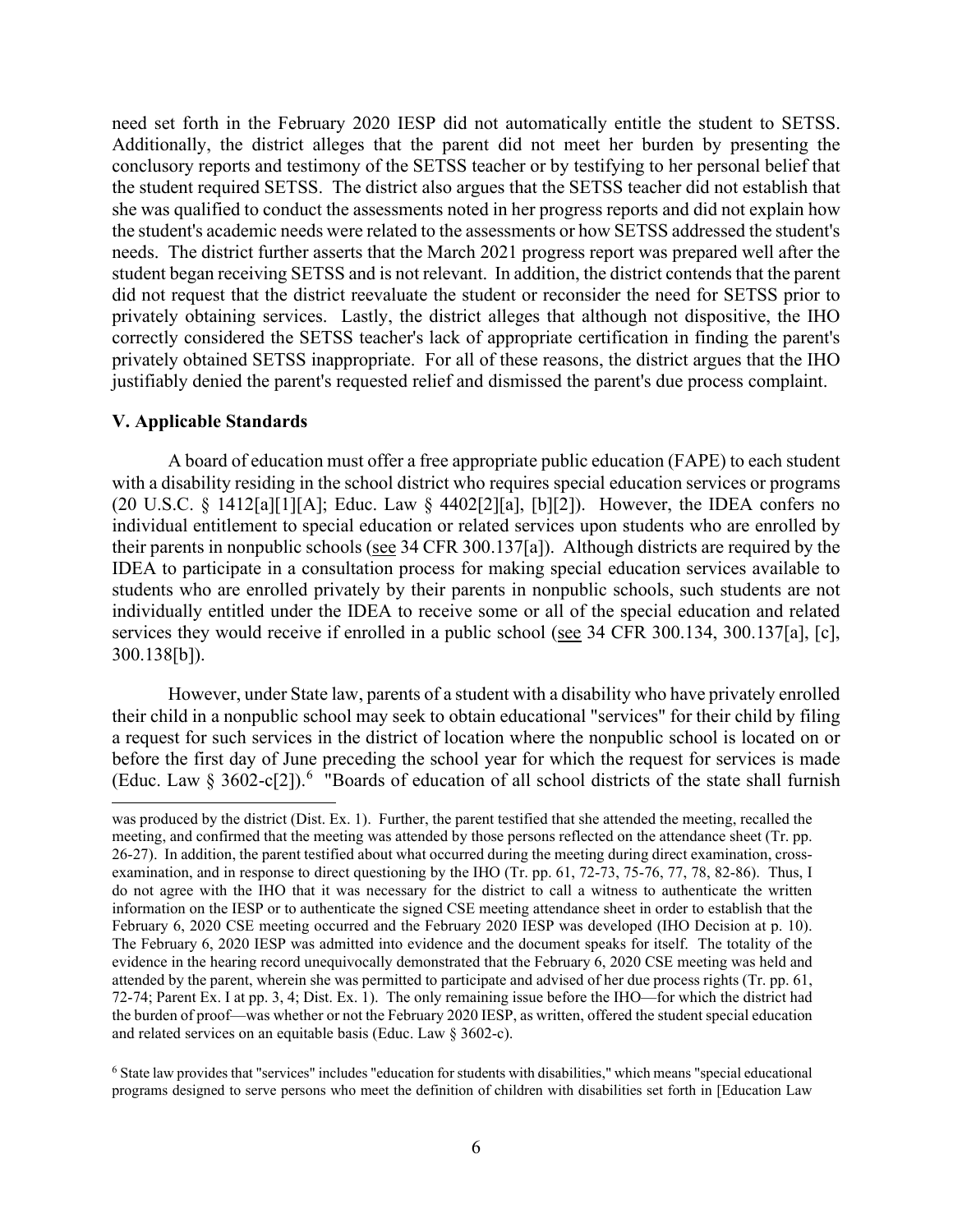need set forth in the February 2020 IESP did not automatically entitle the student to SETSS. Additionally, the district alleges that the parent did not meet her burden by presenting the conclusory reports and testimony of the SETSS teacher or by testifying to her personal belief that the student required SETSS. The district also argues that the SETSS teacher did not establish that she was qualified to conduct the assessments noted in her progress reports and did not explain how the student's academic needs were related to the assessments or how SETSS addressed the student's needs. The district further asserts that the March 2021 progress report was prepared well after the student began receiving SETSS and is not relevant. In addition, the district contends that the parent did not request that the district reevaluate the student or reconsider the need for SETSS prior to privately obtaining services. Lastly, the district alleges that although not dispositive, the IHO correctly considered the SETSS teacher's lack of appropriate certification in finding the parent's privately obtained SETSS inappropriate. For all of these reasons, the district argues that the IHO justifiably denied the parent's requested relief and dismissed the parent's due process complaint.

## V. Applicable Standards

A board of education must offer a free appropriate public education (FAPE) to each student with a disability residing in the school district who requires special education services or programs (20 U.S.C. § 1412[a][1][A]; Educ. Law § 4402[2][a], [b][2]). However, the IDEA confers no individual entitlement to special education or related services upon students who are enrolled by their parents in nonpublic schools (see 34 CFR 300.137[a]). Although districts are required by the IDEA to participate in a consultation process for making special education services available to students who are enrolled privately by their parents in nonpublic schools, such students are not individually entitled under the IDEA to receive some or all of the special education and related services they would receive if enrolled in a public school (see 34 CFR 300.134, 300.137[a], [c], 300.138[b]).

However, under State law, parents of a student with a disability who have privately enrolled their child in a nonpublic school may seek to obtain educational "services" for their child by filing a request for such services in the district of location where the nonpublic school is located on or before the first day of June preceding the school year for which the request for services is made (Educ. Law § 3602-c[2]).[6] "Boards of education of all school districts of the state shall furnish

---

was produced by the district (Dist. Ex. 1). Further, the parent testified that she attended the meeting, recalled the meeting, and confirmed that the meeting was attended by those persons reflected on the attendance sheet (Tr. pp. 26-27). In addition, the parent testified about what occurred during the meeting during direct examination, cross-examination, and in response to direct questioning by the IHO (Tr. pp. 61, 72-73, 75-76, 77, 78, 82-86). Thus, I do not agree with the IHO that it was necessary for the district to call a witness to authenticate the written information on the IESP or to authenticate the signed CSE meeting attendance sheet in order to establish that the February 6, 2020 CSE meeting occurred and the February 2020 IESP was developed (IHO Decision at p. 10). The February 6, 2020 IESP was admitted into evidence and the document speaks for itself. The totality of the evidence in the hearing record unequivocally demonstrated that the February 6, 2020 CSE meeting was held and attended by the parent, wherein she was permitted to participate and advised of her due process rights (Tr. pp. 61, 72-74; Parent Ex. I at pp. 3, 4; Dist. Ex. 1). The only remaining issue before the IHO—for which the district had the burden of proof—was whether or not the February 2020 IESP, as written, offered the student special education and related services on an equitable basis (Educ. Law § 3602-c).

[6] State law provides that "services" includes "education for students with disabilities," which means "special educational programs designed to serve persons who meet the definition of children with disabilities set forth in [Education Law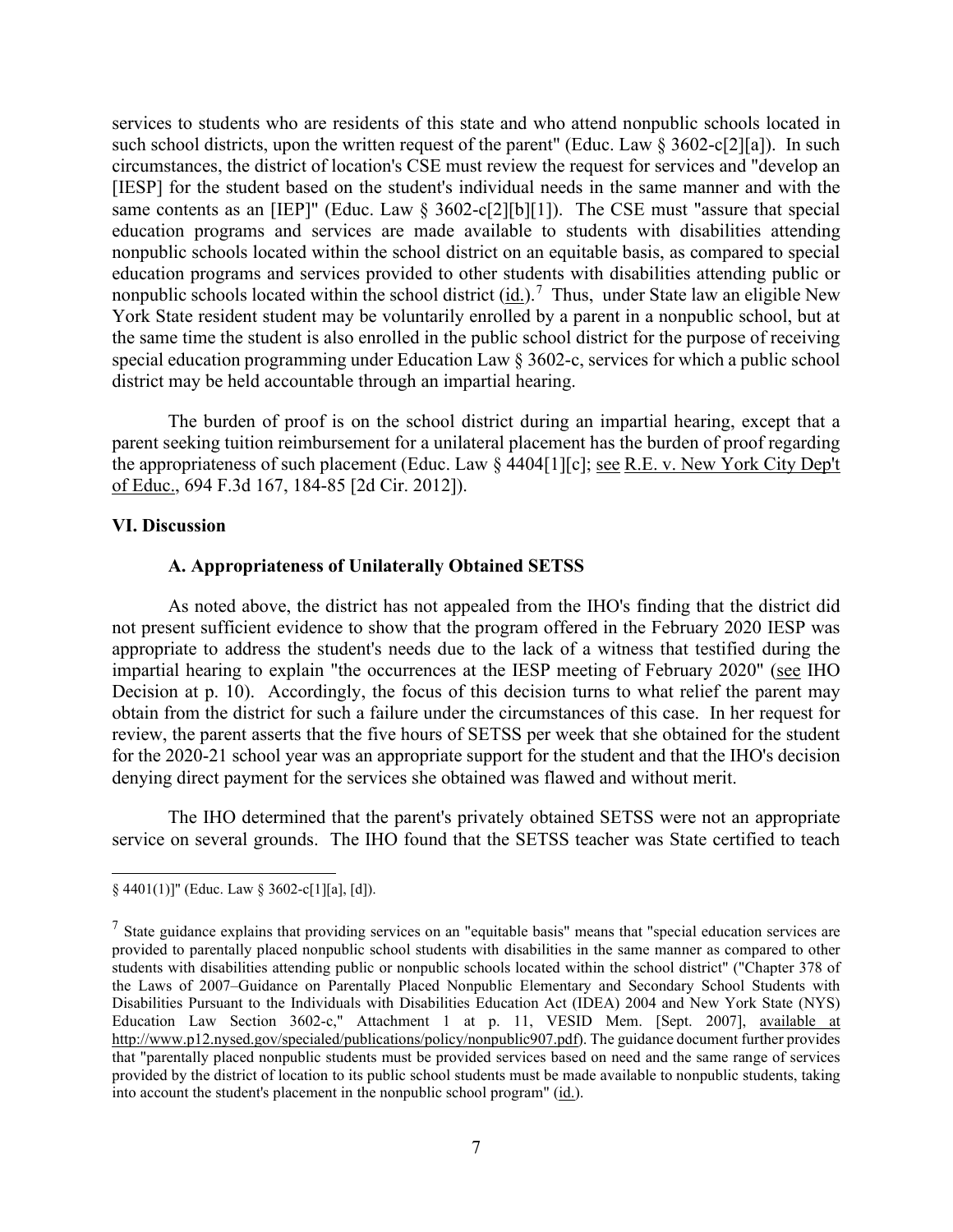services to students who are residents of this state and who attend nonpublic schools located in such school districts, upon the written request of the parent" (Educ. Law § 3602-c[2][a]). In such circumstances, the district of location's CSE must review the request for services and "develop an [IESP] for the student based on the student's individual needs in the same manner and with the same contents as an [IEP]" (Educ. Law § 3602-c[2][b][1]). The CSE must "assure that special education programs and services are made available to students with disabilities attending nonpublic schools located within the school district on an equitable basis, as compared to special education programs and services provided to other students with disabilities attending public or nonpublic schools located within the school district (id.).[7] Thus, under State law an eligible New York State resident student may be voluntarily enrolled by a parent in a nonpublic school, but at the same time the student is also enrolled in the public school district for the purpose of receiving special education programming under Education Law § 3602-c, services for which a public school district may be held accountable through an impartial hearing.

The burden of proof is on the school district during an impartial hearing, except that a parent seeking tuition reimbursement for a unilateral placement has the burden of proof regarding the appropriateness of such placement (Educ. Law § 4404[1][c]; see R.E. v. New York City Dep't of Educ., 694 F.3d 167, 184-85 [2d Cir. 2012]).

## VI. Discussion

### A. Appropriateness of Unilaterally Obtained SETSS

As noted above, the district has not appealed from the IHO's finding that the district did not present sufficient evidence to show that the program offered in the February 2020 IESP was appropriate to address the student's needs due to the lack of a witness that testified during the impartial hearing to explain "the occurrences at the IESP meeting of February 2020" (see IHO Decision at p. 10). Accordingly, the focus of this decision turns to what relief the parent may obtain from the district for such a failure under the circumstances of this case. In her request for review, the parent asserts that the five hours of SETSS per week that she obtained for the student for the 2020-21 school year was an appropriate support for the student and that the IHO's decision denying direct payment for the services she obtained was flawed and without merit.

The IHO determined that the parent's privately obtained SETSS were not an appropriate service on several grounds. The IHO found that the SETSS teacher was State certified to teach

---

§ 4401(1)]" (Educ. Law § 3602-c[1][a], [d]).

[7] State guidance explains that providing services on an "equitable basis" means that "special education services are provided to parentally placed nonpublic school students with disabilities in the same manner as compared to other students with disabilities attending public or nonpublic schools located within the school district" ("Chapter 378 of the Laws of 2007–Guidance on Parentally Placed Nonpublic Elementary and Secondary School Students with Disabilities Pursuant to the Individuals with Disabilities Education Act (IDEA) 2004 and New York State (NYS) Education Law Section 3602-c," Attachment 1 at p. 11, VESID Mem. [Sept. 2007], available at http://www.p12.nysed.gov/specialed/publications/policy/nonpublic907.pdf). The guidance document further provides that "parentally placed nonpublic students must be provided services based on need and the same range of services provided by the district of location to its public school students must be made available to nonpublic students, taking into account the student's placement in the nonpublic school program" (id.).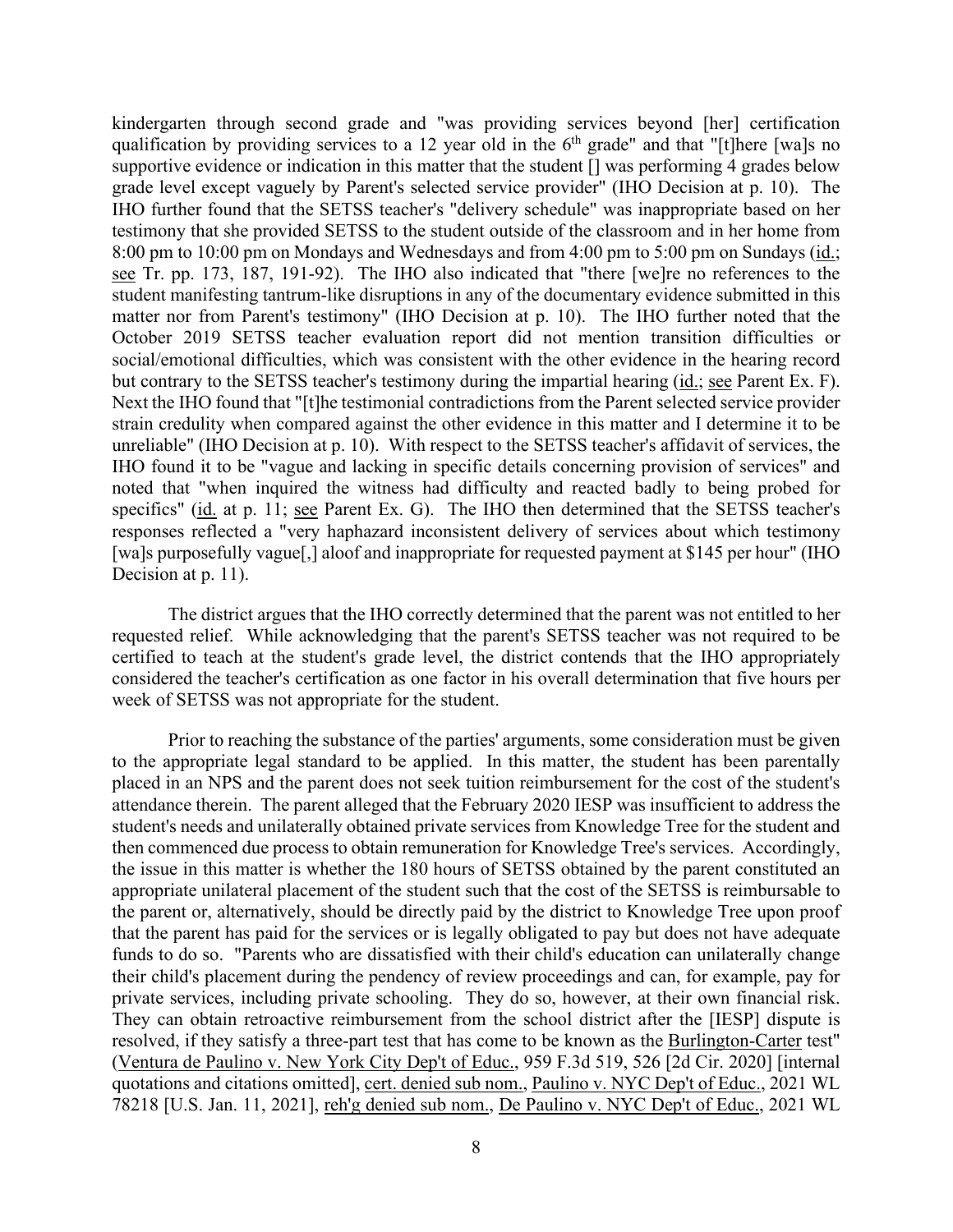kindergarten through second grade and "was providing services beyond [her] certification qualification by providing services to a 12 year old in the 6th grade" and that "[t]here [wa]s no supportive evidence or indication in this matter that the student [] was performing 4 grades below grade level except vaguely by Parent's selected service provider" (IHO Decision at p. 10). The IHO further found that the SETSS teacher's "delivery schedule" was inappropriate based on her testimony that she provided SETSS to the student outside of the classroom and in her home from 8:00 pm to 10:00 pm on Mondays and Wednesdays and from 4:00 pm to 5:00 pm on Sundays (id.; see Tr. pp. 173, 187, 191-92). The IHO also indicated that "there [we]re no references to the student manifesting tantrum-like disruptions in any of the documentary evidence submitted in this matter nor from Parent's testimony" (IHO Decision at p. 10). The IHO further noted that the October 2019 SETSS teacher evaluation report did not mention transition difficulties or social/emotional difficulties, which was consistent with the other evidence in the hearing record but contrary to the SETSS teacher's testimony during the impartial hearing (id.; see Parent Ex. F). Next the IHO found that "[t]he testimonial contradictions from the Parent selected service provider strain credulity when compared against the other evidence in this matter and I determine it to be unreliable" (IHO Decision at p. 10). With respect to the SETSS teacher's affidavit of services, the IHO found it to be "vague and lacking in specific details concerning provision of services" and noted that "when inquired the witness had difficulty and reacted badly to being probed for specifics" (id. at p. 11; see Parent Ex. G). The IHO then determined that the SETSS teacher's responses reflected a "very haphazard inconsistent delivery of services about which testimony [wa]s purposefully vague[,] aloof and inappropriate for requested payment at $145 per hour" (IHO Decision at p. 11).

The district argues that the IHO correctly determined that the parent was not entitled to her requested relief. While acknowledging that the parent's SETSS teacher was not required to be certified to teach at the student's grade level, the district contends that the IHO appropriately considered the teacher's certification as one factor in his overall determination that five hours per week of SETSS was not appropriate for the student.

Prior to reaching the substance of the parties' arguments, some consideration must be given to the appropriate legal standard to be applied. In this matter, the student has been parentally placed in an NPS and the parent does not seek tuition reimbursement for the cost of the student's attendance therein. The parent alleged that the February 2020 IESP was insufficient to address the student's needs and unilaterally obtained private services from Knowledge Tree for the student and then commenced due process to obtain remuneration for Knowledge Tree's services. Accordingly, the issue in this matter is whether the 180 hours of SETSS obtained by the parent constituted an appropriate unilateral placement of the student such that the cost of the SETSS is reimbursable to the parent or, alternatively, should be directly paid by the district to Knowledge Tree upon proof that the parent has paid for the services or is legally obligated to pay but does not have adequate funds to do so. "Parents who are dissatisfied with their child's education can unilaterally change their child's placement during the pendency of review proceedings and can, for example, pay for private services, including private schooling. They do so, however, at their own financial risk. They can obtain retroactive reimbursement from the school district after the [IESP] dispute is resolved, if they satisfy a three-part test that has come to be known as the Burlington-Carter test" (Ventura de Paulino v. New York City Dep't of Educ., 959 F.3d 519, 526 [2d Cir. 2020] [internal quotations and citations omitted], cert. denied sub nom., Paulino v. NYC Dep't of Educ., 2021 WL 78218 [U.S. Jan. 11, 2021], reh'g denied sub nom., De Paulino v. NYC Dep't of Educ., 2021 WL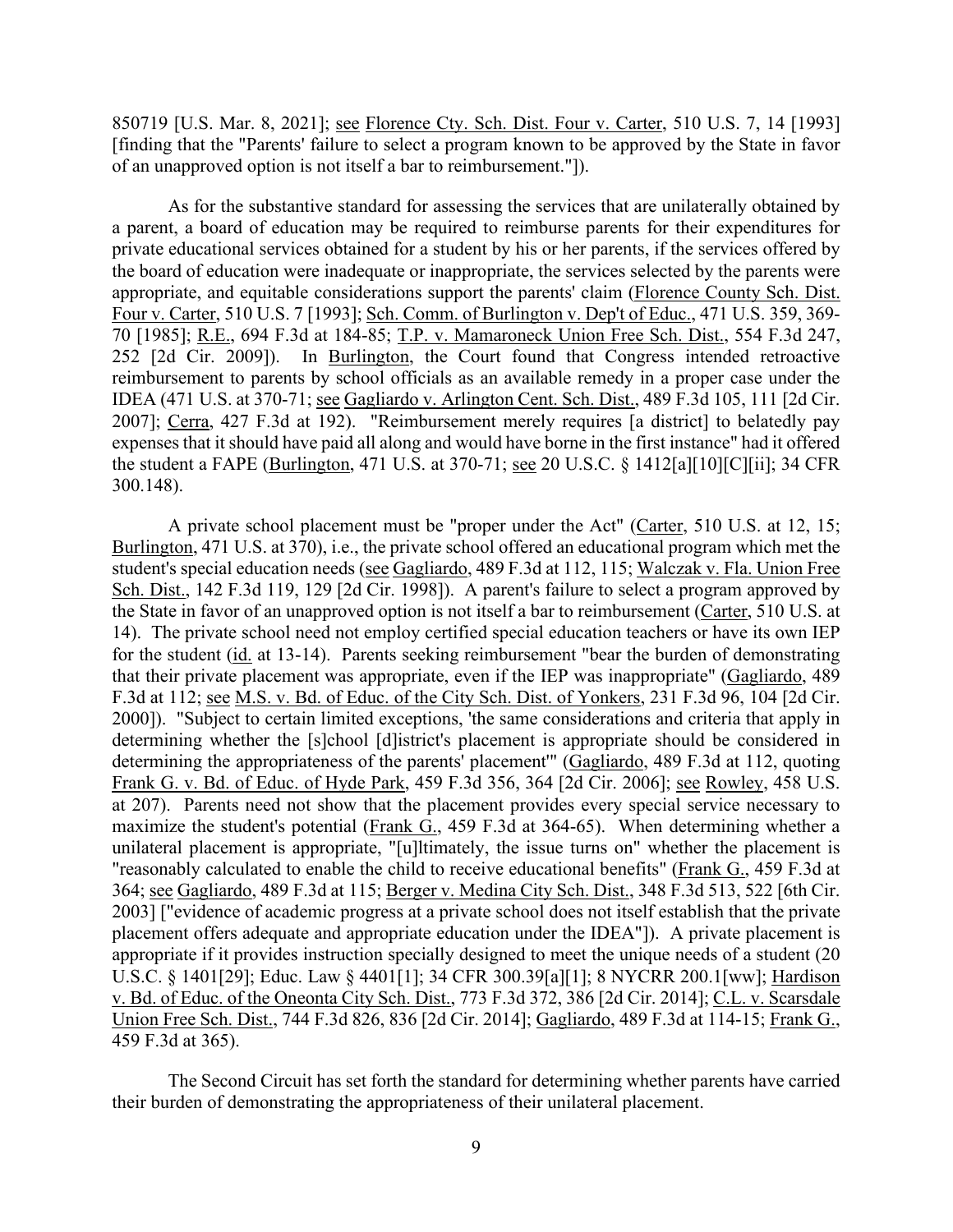850719 [U.S. Mar. 8, 2021]; see Florence Cty. Sch. Dist. Four v. Carter, 510 U.S. 7, 14 [1993] [finding that the "Parents' failure to select a program known to be approved by the State in favor of an unapproved option is not itself a bar to reimbursement."]).

As for the substantive standard for assessing the services that are unilaterally obtained by a parent, a board of education may be required to reimburse parents for their expenditures for private educational services obtained for a student by his or her parents, if the services offered by the board of education were inadequate or inappropriate, the services selected by the parents were appropriate, and equitable considerations support the parents' claim (Florence County Sch. Dist. Four v. Carter, 510 U.S. 7 [1993]; Sch. Comm. of Burlington v. Dep't of Educ., 471 U.S. 359, 369-70 [1985]; R.E., 694 F.3d at 184-85; T.P. v. Mamaroneck Union Free Sch. Dist., 554 F.3d 247, 252 [2d Cir. 2009]). In Burlington, the Court found that Congress intended retroactive reimbursement to parents by school officials as an available remedy in a proper case under the IDEA (471 U.S. at 370-71; see Gagliardo v. Arlington Cent. Sch. Dist., 489 F.3d 105, 111 [2d Cir. 2007]; Cerra, 427 F.3d at 192). "Reimbursement merely requires [a district] to belatedly pay expenses that it should have paid all along and would have borne in the first instance" had it offered the student a FAPE (Burlington, 471 U.S. at 370-71; see 20 U.S.C. § 1412[a][10][C][ii]; 34 CFR 300.148).

A private school placement must be "proper under the Act" (Carter, 510 U.S. at 12, 15; Burlington, 471 U.S. at 370), i.e., the private school offered an educational program which met the student's special education needs (see Gagliardo, 489 F.3d at 112, 115; Walczak v. Fla. Union Free Sch. Dist., 142 F.3d 119, 129 [2d Cir. 1998]). A parent's failure to select a program approved by the State in favor of an unapproved option is not itself a bar to reimbursement (Carter, 510 U.S. at 14). The private school need not employ certified special education teachers or have its own IEP for the student (id. at 13-14). Parents seeking reimbursement "bear the burden of demonstrating that their private placement was appropriate, even if the IEP was inappropriate" (Gagliardo, 489 F.3d at 112; see M.S. v. Bd. of Educ. of the City Sch. Dist. of Yonkers, 231 F.3d 96, 104 [2d Cir. 2000]). "Subject to certain limited exceptions, 'the same considerations and criteria that apply in determining whether the [s]chool [d]istrict's placement is appropriate should be considered in determining the appropriateness of the parents' placement'" (Gagliardo, 489 F.3d at 112, quoting Frank G. v. Bd. of Educ. of Hyde Park, 459 F.3d 356, 364 [2d Cir. 2006]; see Rowley, 458 U.S. at 207). Parents need not show that the placement provides every special service necessary to maximize the student's potential (Frank G., 459 F.3d at 364-65). When determining whether a unilateral placement is appropriate, "[u]ltimately, the issue turns on" whether the placement is "reasonably calculated to enable the child to receive educational benefits" (Frank G., 459 F.3d at 364; see Gagliardo, 489 F.3d at 115; Berger v. Medina City Sch. Dist., 348 F.3d 513, 522 [6th Cir. 2003] ["evidence of academic progress at a private school does not itself establish that the private placement offers adequate and appropriate education under the IDEA"]). A private placement is appropriate if it provides instruction specially designed to meet the unique needs of a student (20 U.S.C. § 1401[29]; Educ. Law § 4401[1]; 34 CFR 300.39[a][1]; 8 NYCRR 200.1[ww]; Hardison v. Bd. of Educ. of the Oneonta City Sch. Dist., 773 F.3d 372, 386 [2d Cir. 2014]; C.L. v. Scarsdale Union Free Sch. Dist., 744 F.3d 826, 836 [2d Cir. 2014]; Gagliardo, 489 F.3d at 114-15; Frank G., 459 F.3d at 365).

The Second Circuit has set forth the standard for determining whether parents have carried their burden of demonstrating the appropriateness of their unilateral placement.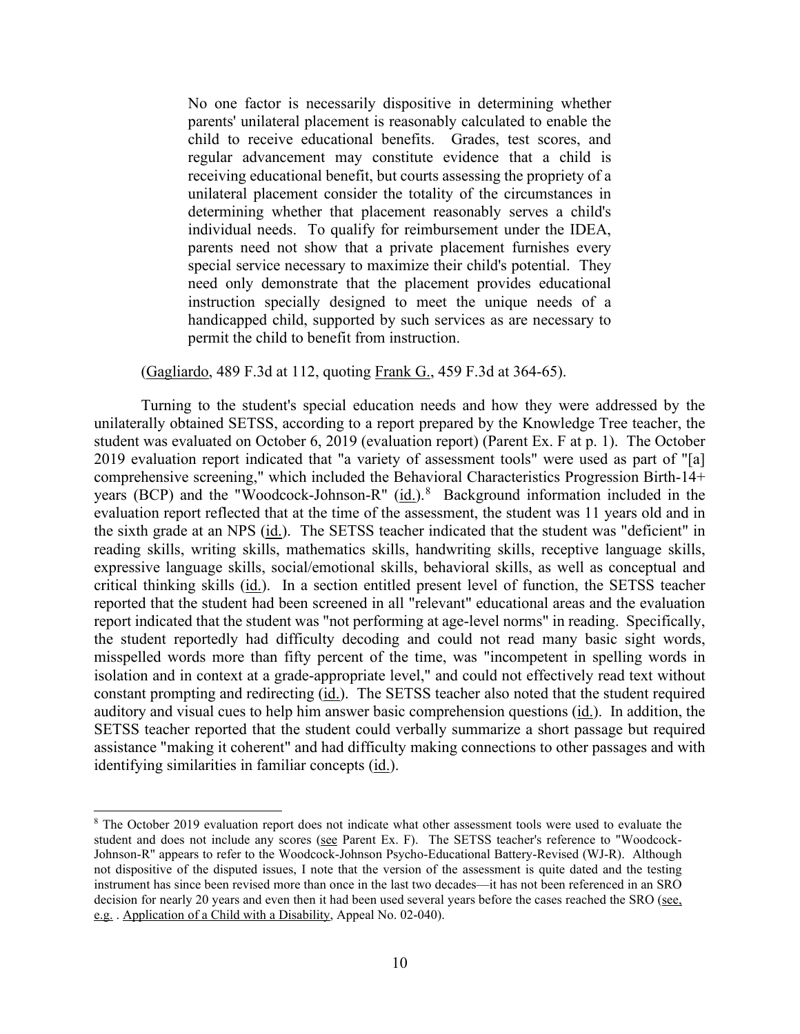> No one factor is necessarily dispositive in determining whether parents' unilateral placement is reasonably calculated to enable the child to receive educational benefits. Grades, test scores, and regular advancement may constitute evidence that a child is receiving educational benefit, but courts assessing the propriety of a unilateral placement consider the totality of the circumstances in determining whether that placement reasonably serves a child's individual needs. To qualify for reimbursement under the IDEA, parents need not show that a private placement furnishes every special service necessary to maximize their child's potential. They need only demonstrate that the placement provides educational instruction specially designed to meet the unique needs of a handicapped child, supported by such services as are necessary to permit the child to benefit from instruction.

(Gagliardo, 489 F.3d at 112, quoting Frank G., 459 F.3d at 364-65).

Turning to the student's special education needs and how they were addressed by the unilaterally obtained SETSS, according to a report prepared by the Knowledge Tree teacher, the student was evaluated on October 6, 2019 (evaluation report) (Parent Ex. F at p. 1). The October 2019 evaluation report indicated that "a variety of assessment tools" were used as part of "[a] comprehensive screening," which included the Behavioral Characteristics Progression Birth-14+ years (BCP) and the "Woodcock-Johnson-R" (id.).[8] Background information included in the evaluation report reflected that at the time of the assessment, the student was 11 years old and in the sixth grade at an NPS (id.). The SETSS teacher indicated that the student was "deficient" in reading skills, writing skills, mathematics skills, handwriting skills, receptive language skills, expressive language skills, social/emotional skills, behavioral skills, as well as conceptual and critical thinking skills (id.). In a section entitled present level of function, the SETSS teacher reported that the student had been screened in all "relevant" educational areas and the evaluation report indicated that the student was "not performing at age-level norms" in reading. Specifically, the student reportedly had difficulty decoding and could not read many basic sight words, misspelled words more than fifty percent of the time, was "incompetent in spelling words in isolation and in context at a grade-appropriate level," and could not effectively read text without constant prompting and redirecting (id.). The SETSS teacher also noted that the student required auditory and visual cues to help him answer basic comprehension questions (id.). In addition, the SETSS teacher reported that the student could verbally summarize a short passage but required assistance "making it coherent" and had difficulty making connections to other passages and with identifying similarities in familiar concepts (id.).

[8] The October 2019 evaluation report does not indicate what other assessment tools were used to evaluate the student and does not include any scores (see Parent Ex. F). The SETSS teacher's reference to "Woodcock-Johnson-R" appears to refer to the Woodcock-Johnson Psycho-Educational Battery-Revised (WJ-R). Although not dispositive of the disputed issues, I note that the version of the assessment is quite dated and the testing instrument has since been revised more than once in the last two decades—it has not been referenced in an SRO decision for nearly 20 years and even then it had been used several years before the cases reached the SRO (see, e.g. . Application of a Child with a Disability, Appeal No. 02-040).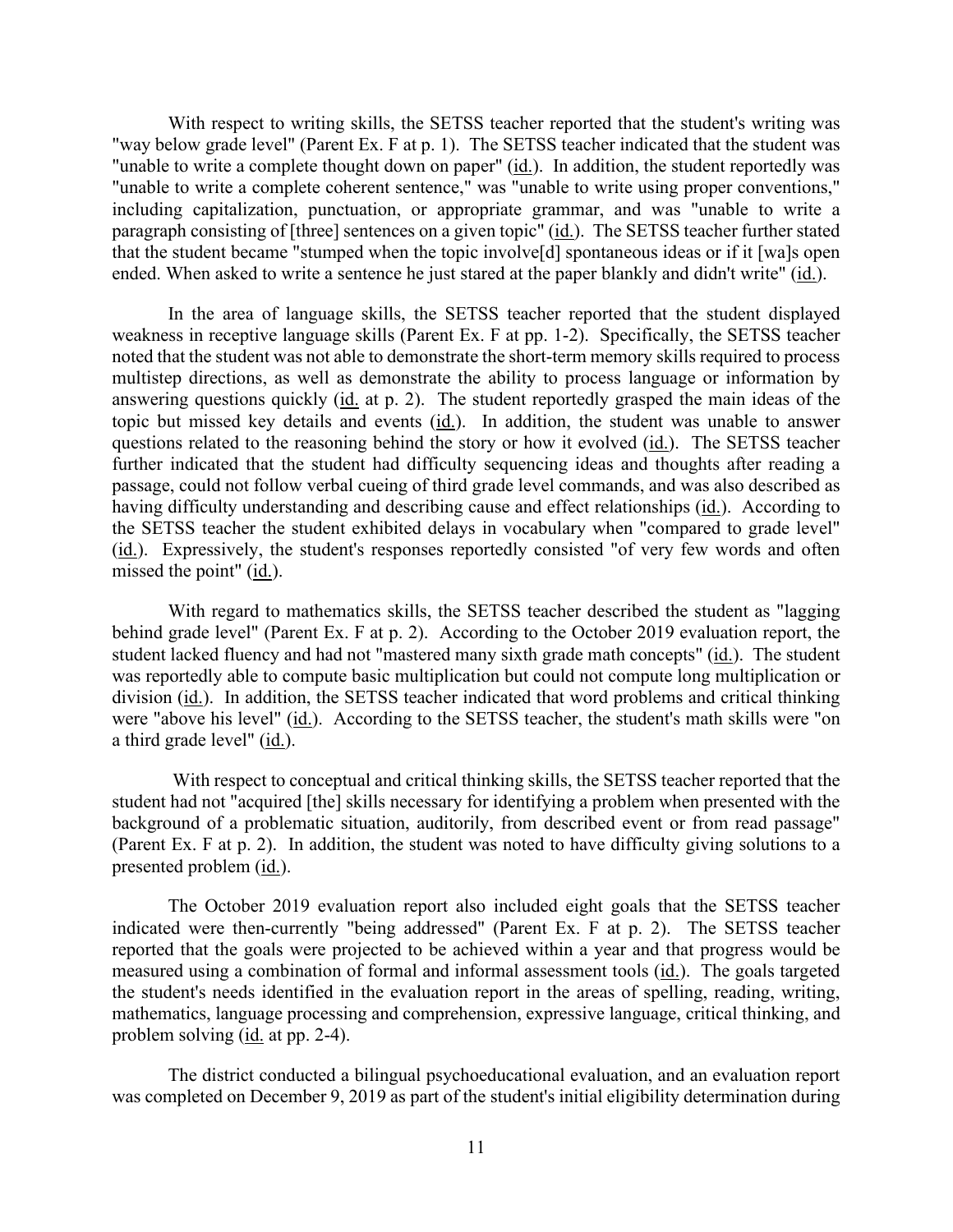With respect to writing skills, the SETSS teacher reported that the student's writing was "way below grade level" (Parent Ex. F at p. 1). The SETSS teacher indicated that the student was "unable to write a complete thought down on paper" (id.). In addition, the student reportedly was "unable to write a complete coherent sentence," was "unable to write using proper conventions," including capitalization, punctuation, or appropriate grammar, and was "unable to write a paragraph consisting of [three] sentences on a given topic" (id.). The SETSS teacher further stated that the student became "stumped when the topic involve[d] spontaneous ideas or if it [wa]s open ended. When asked to write a sentence he just stared at the paper blankly and didn't write" (id.).

In the area of language skills, the SETSS teacher reported that the student displayed weakness in receptive language skills (Parent Ex. F at pp. 1-2). Specifically, the SETSS teacher noted that the student was not able to demonstrate the short-term memory skills required to process multistep directions, as well as demonstrate the ability to process language or information by answering questions quickly (id. at p. 2). The student reportedly grasped the main ideas of the topic but missed key details and events (id.). In addition, the student was unable to answer questions related to the reasoning behind the story or how it evolved (id.). The SETSS teacher further indicated that the student had difficulty sequencing ideas and thoughts after reading a passage, could not follow verbal cueing of third grade level commands, and was also described as having difficulty understanding and describing cause and effect relationships (id.). According to the SETSS teacher the student exhibited delays in vocabulary when "compared to grade level" (id.). Expressively, the student's responses reportedly consisted "of very few words and often missed the point" (id.).

With regard to mathematics skills, the SETSS teacher described the student as "lagging behind grade level" (Parent Ex. F at p. 2). According to the October 2019 evaluation report, the student lacked fluency and had not "mastered many sixth grade math concepts" (id.). The student was reportedly able to compute basic multiplication but could not compute long multiplication or division (id.). In addition, the SETSS teacher indicated that word problems and critical thinking were "above his level" (id.). According to the SETSS teacher, the student's math skills were "on a third grade level" (id.).

With respect to conceptual and critical thinking skills, the SETSS teacher reported that the student had not "acquired [the] skills necessary for identifying a problem when presented with the background of a problematic situation, auditorily, from described event or from read passage" (Parent Ex. F at p. 2). In addition, the student was noted to have difficulty giving solutions to a presented problem (id.).

The October 2019 evaluation report also included eight goals that the SETSS teacher indicated were then-currently "being addressed" (Parent Ex. F at p. 2). The SETSS teacher reported that the goals were projected to be achieved within a year and that progress would be measured using a combination of formal and informal assessment tools (id.). The goals targeted the student's needs identified in the evaluation report in the areas of spelling, reading, writing, mathematics, language processing and comprehension, expressive language, critical thinking, and problem solving (id. at pp. 2-4).

The district conducted a bilingual psychoeducational evaluation, and an evaluation report was completed on December 9, 2019 as part of the student's initial eligibility determination during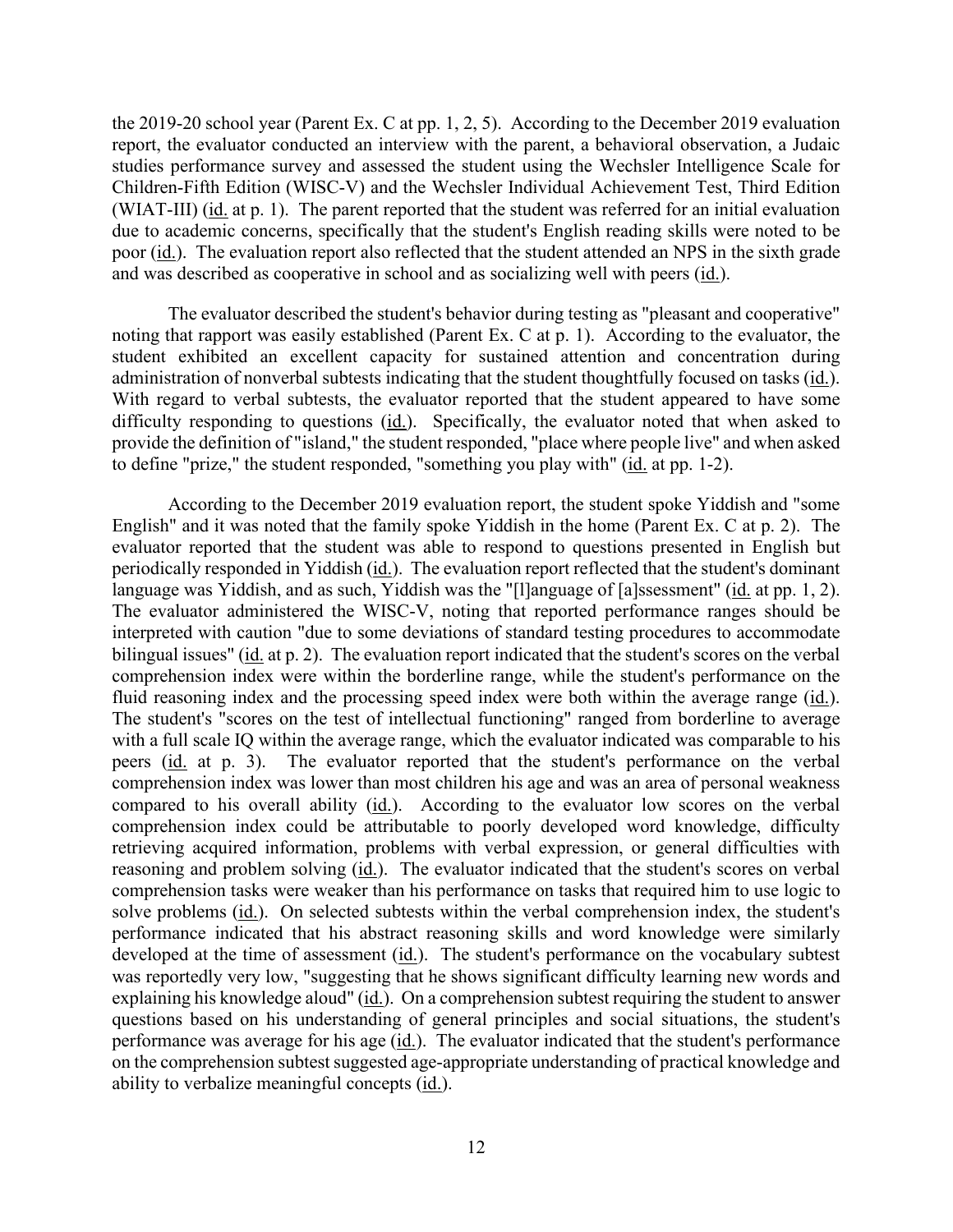the 2019-20 school year (Parent Ex. C at pp. 1, 2, 5). According to the December 2019 evaluation report, the evaluator conducted an interview with the parent, a behavioral observation, a Judaic studies performance survey and assessed the student using the Wechsler Intelligence Scale for Children-Fifth Edition (WISC-V) and the Wechsler Individual Achievement Test, Third Edition (WIAT-III) (id. at p. 1). The parent reported that the student was referred for an initial evaluation due to academic concerns, specifically that the student's English reading skills were noted to be poor (id.). The evaluation report also reflected that the student attended an NPS in the sixth grade and was described as cooperative in school and as socializing well with peers (id.).

The evaluator described the student's behavior during testing as "pleasant and cooperative" noting that rapport was easily established (Parent Ex. C at p. 1). According to the evaluator, the student exhibited an excellent capacity for sustained attention and concentration during administration of nonverbal subtests indicating that the student thoughtfully focused on tasks (id.). With regard to verbal subtests, the evaluator reported that the student appeared to have some difficulty responding to questions (id.). Specifically, the evaluator noted that when asked to provide the definition of "island," the student responded, "place where people live" and when asked to define "prize," the student responded, "something you play with" (id. at pp. 1-2).

According to the December 2019 evaluation report, the student spoke Yiddish and "some English" and it was noted that the family spoke Yiddish in the home (Parent Ex. C at p. 2). The evaluator reported that the student was able to respond to questions presented in English but periodically responded in Yiddish (id.). The evaluation report reflected that the student's dominant language was Yiddish, and as such, Yiddish was the "[l]anguage of [a]ssessment" (id. at pp. 1, 2). The evaluator administered the WISC-V, noting that reported performance ranges should be interpreted with caution "due to some deviations of standard testing procedures to accommodate bilingual issues" (id. at p. 2). The evaluation report indicated that the student's scores on the verbal comprehension index were within the borderline range, while the student's performance on the fluid reasoning index and the processing speed index were both within the average range (id.). The student's "scores on the test of intellectual functioning" ranged from borderline to average with a full scale IQ within the average range, which the evaluator indicated was comparable to his peers (id. at p. 3). The evaluator reported that the student's performance on the verbal comprehension index was lower than most children his age and was an area of personal weakness compared to his overall ability (id.). According to the evaluator low scores on the verbal comprehension index could be attributable to poorly developed word knowledge, difficulty retrieving acquired information, problems with verbal expression, or general difficulties with reasoning and problem solving (id.). The evaluator indicated that the student's scores on verbal comprehension tasks were weaker than his performance on tasks that required him to use logic to solve problems (id.). On selected subtests within the verbal comprehension index, the student's performance indicated that his abstract reasoning skills and word knowledge were similarly developed at the time of assessment (id.). The student's performance on the vocabulary subtest was reportedly very low, "suggesting that he shows significant difficulty learning new words and explaining his knowledge aloud" (id.). On a comprehension subtest requiring the student to answer questions based on his understanding of general principles and social situations, the student's performance was average for his age (id.). The evaluator indicated that the student's performance on the comprehension subtest suggested age-appropriate understanding of practical knowledge and ability to verbalize meaningful concepts (id.).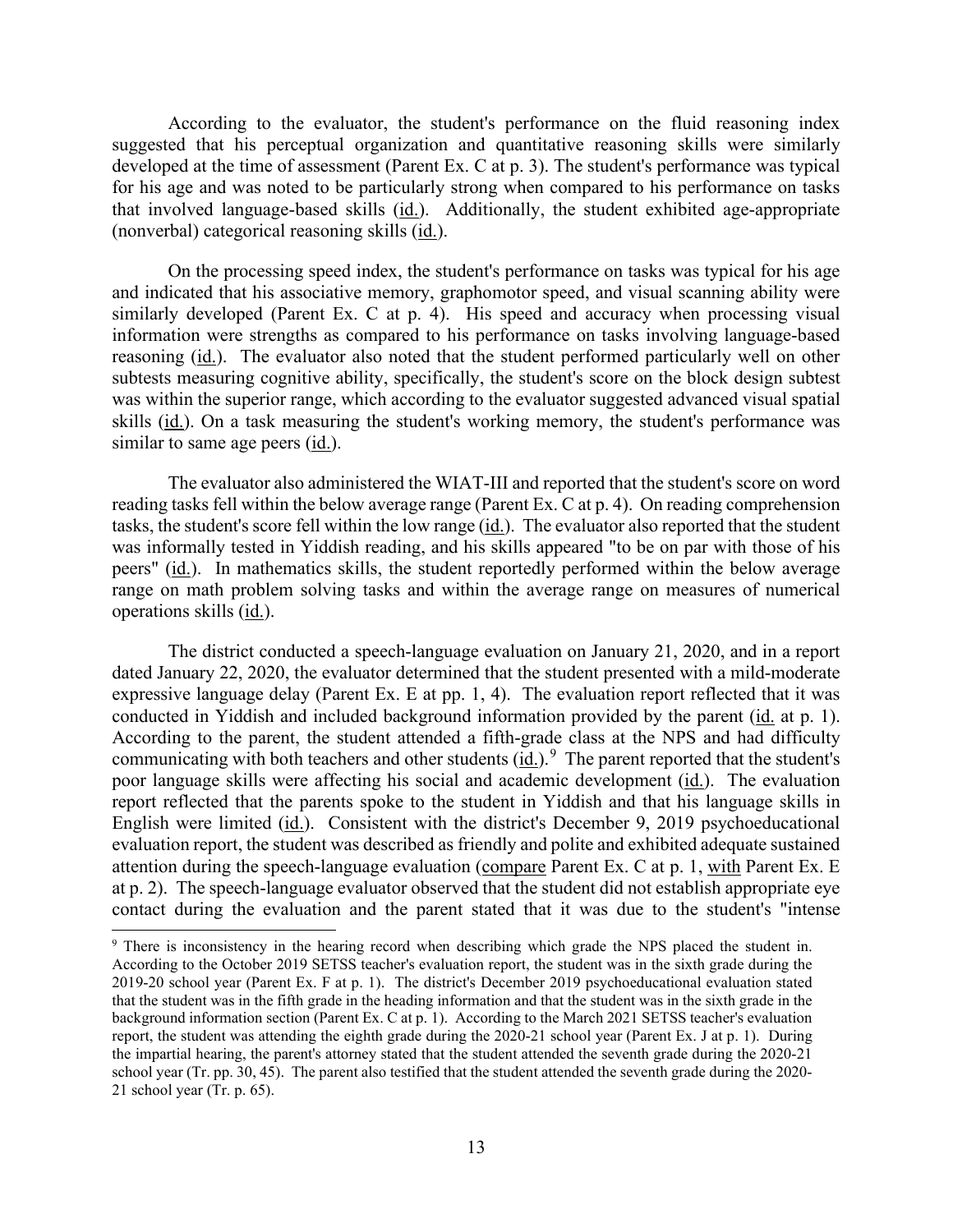According to the evaluator, the student's performance on the fluid reasoning index suggested that his perceptual organization and quantitative reasoning skills were similarly developed at the time of assessment (Parent Ex. C at p. 3). The student's performance was typical for his age and was noted to be particularly strong when compared to his performance on tasks that involved language-based skills (id.). Additionally, the student exhibited age-appropriate (nonverbal) categorical reasoning skills (id.).

On the processing speed index, the student's performance on tasks was typical for his age and indicated that his associative memory, graphomotor speed, and visual scanning ability were similarly developed (Parent Ex. C at p. 4). His speed and accuracy when processing visual information were strengths as compared to his performance on tasks involving language-based reasoning (id.). The evaluator also noted that the student performed particularly well on other subtests measuring cognitive ability, specifically, the student's score on the block design subtest was within the superior range, which according to the evaluator suggested advanced visual spatial skills (id.). On a task measuring the student's working memory, the student's performance was similar to same age peers (id.).

The evaluator also administered the WIAT-III and reported that the student's score on word reading tasks fell within the below average range (Parent Ex. C at p. 4). On reading comprehension tasks, the student's score fell within the low range (id.). The evaluator also reported that the student was informally tested in Yiddish reading, and his skills appeared "to be on par with those of his peers" (id.). In mathematics skills, the student reportedly performed within the below average range on math problem solving tasks and within the average range on measures of numerical operations skills (id.).

The district conducted a speech-language evaluation on January 21, 2020, and in a report dated January 22, 2020, the evaluator determined that the student presented with a mild-moderate expressive language delay (Parent Ex. E at pp. 1, 4). The evaluation report reflected that it was conducted in Yiddish and included background information provided by the parent (id. at p. 1). According to the parent, the student attended a fifth-grade class at the NPS and had difficulty communicating with both teachers and other students (id.).[9] The parent reported that the student's poor language skills were affecting his social and academic development (id.). The evaluation report reflected that the parents spoke to the student in Yiddish and that his language skills in English were limited (id.). Consistent with the district's December 9, 2019 psychoeducational evaluation report, the student was described as friendly and polite and exhibited adequate sustained attention during the speech-language evaluation (compare Parent Ex. C at p. 1, with Parent Ex. E at p. 2). The speech-language evaluator observed that the student did not establish appropriate eye contact during the evaluation and the parent stated that it was due to the student's "intense

[9] There is inconsistency in the hearing record when describing which grade the NPS placed the student in. According to the October 2019 SETSS teacher's evaluation report, the student was in the sixth grade during the 2019-20 school year (Parent Ex. F at p. 1). The district's December 2019 psychoeducational evaluation stated that the student was in the fifth grade in the heading information and that the student was in the sixth grade in the background information section (Parent Ex. C at p. 1). According to the March 2021 SETSS teacher's evaluation report, the student was attending the eighth grade during the 2020-21 school year (Parent Ex. J at p. 1). During the impartial hearing, the parent's attorney stated that the student attended the seventh grade during the 2020-21 school year (Tr. pp. 30, 45). The parent also testified that the student attended the seventh grade during the 2020-21 school year (Tr. p. 65).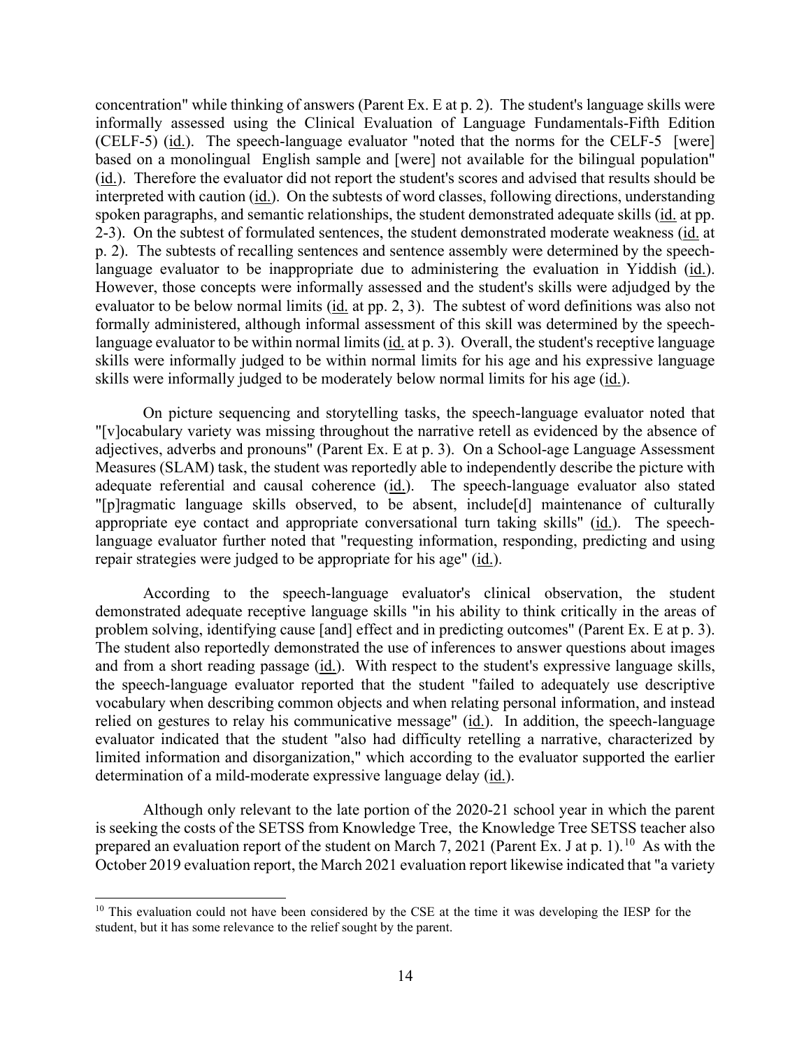concentration" while thinking of answers (Parent Ex. E at p. 2). The student's language skills were informally assessed using the Clinical Evaluation of Language Fundamentals-Fifth Edition (CELF-5) (id.). The speech-language evaluator "noted that the norms for the CELF-5 [were] based on a monolingual English sample and [were] not available for the bilingual population" (id.). Therefore the evaluator did not report the student's scores and advised that results should be interpreted with caution (id.). On the subtests of word classes, following directions, understanding spoken paragraphs, and semantic relationships, the student demonstrated adequate skills (id. at pp. 2-3). On the subtest of formulated sentences, the student demonstrated moderate weakness (id. at p. 2). The subtests of recalling sentences and sentence assembly were determined by the speech-language evaluator to be inappropriate due to administering the evaluation in Yiddish (id.). However, those concepts were informally assessed and the student's skills were adjudged by the evaluator to be below normal limits (id. at pp. 2, 3). The subtest of word definitions was also not formally administered, although informal assessment of this skill was determined by the speech-language evaluator to be within normal limits (id. at p. 3). Overall, the student's receptive language skills were informally judged to be within normal limits for his age and his expressive language skills were informally judged to be moderately below normal limits for his age (id.).

On picture sequencing and storytelling tasks, the speech-language evaluator noted that "[v]ocabulary variety was missing throughout the narrative retell as evidenced by the absence of adjectives, adverbs and pronouns" (Parent Ex. E at p. 3). On a School-age Language Assessment Measures (SLAM) task, the student was reportedly able to independently describe the picture with adequate referential and causal coherence (id.). The speech-language evaluator also stated "[p]ragmatic language skills observed, to be absent, include[d] maintenance of culturally appropriate eye contact and appropriate conversational turn taking skills" (id.). The speech-language evaluator further noted that "requesting information, responding, predicting and using repair strategies were judged to be appropriate for his age" (id.).

According to the speech-language evaluator's clinical observation, the student demonstrated adequate receptive language skills "in his ability to think critically in the areas of problem solving, identifying cause [and] effect and in predicting outcomes" (Parent Ex. E at p. 3). The student also reportedly demonstrated the use of inferences to answer questions about images and from a short reading passage (id.). With respect to the student's expressive language skills, the speech-language evaluator reported that the student "failed to adequately use descriptive vocabulary when describing common objects and when relating personal information, and instead relied on gestures to relay his communicative message" (id.). In addition, the speech-language evaluator indicated that the student "also had difficulty retelling a narrative, characterized by limited information and disorganization," which according to the evaluator supported the earlier determination of a mild-moderate expressive language delay (id.).

Although only relevant to the late portion of the 2020-21 school year in which the parent is seeking the costs of the SETSS from Knowledge Tree, the Knowledge Tree SETSS teacher also prepared an evaluation report of the student on March 7, 2021 (Parent Ex. J at p. 1).[10] As with the October 2019 evaluation report, the March 2021 evaluation report likewise indicated that "a variety

[10] This evaluation could not have been considered by the CSE at the time it was developing the IESP for the student, but it has some relevance to the relief sought by the parent.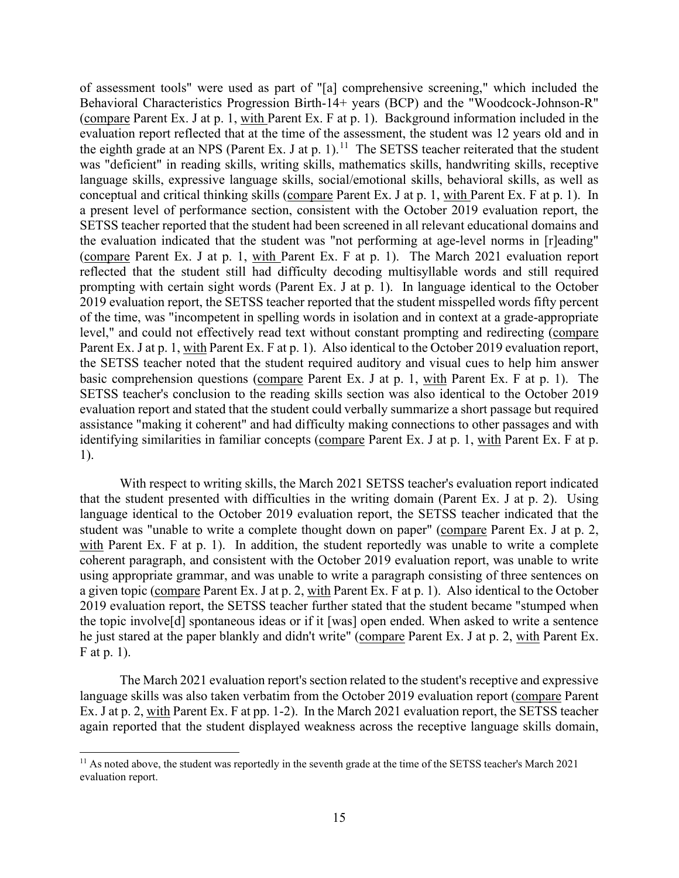of assessment tools" were used as part of "[a] comprehensive screening," which included the Behavioral Characteristics Progression Birth-14+ years (BCP) and the "Woodcock-Johnson-R" (compare Parent Ex. J at p. 1, with Parent Ex. F at p. 1). Background information included in the evaluation report reflected that at the time of the assessment, the student was 12 years old and in the eighth grade at an NPS (Parent Ex. J at p. 1).[11] The SETSS teacher reiterated that the student was "deficient" in reading skills, writing skills, mathematics skills, handwriting skills, receptive language skills, expressive language skills, social/emotional skills, behavioral skills, as well as conceptual and critical thinking skills (compare Parent Ex. J at p. 1, with Parent Ex. F at p. 1). In a present level of performance section, consistent with the October 2019 evaluation report, the SETSS teacher reported that the student had been screened in all relevant educational domains and the evaluation indicated that the student was "not performing at age-level norms in [r]eading" (compare Parent Ex. J at p. 1, with Parent Ex. F at p. 1). The March 2021 evaluation report reflected that the student still had difficulty decoding multisyllable words and still required prompting with certain sight words (Parent Ex. J at p. 1). In language identical to the October 2019 evaluation report, the SETSS teacher reported that the student misspelled words fifty percent of the time, was "incompetent in spelling words in isolation and in context at a grade-appropriate level," and could not effectively read text without constant prompting and redirecting (compare Parent Ex. J at p. 1, with Parent Ex. F at p. 1). Also identical to the October 2019 evaluation report, the SETSS teacher noted that the student required auditory and visual cues to help him answer basic comprehension questions (compare Parent Ex. J at p. 1, with Parent Ex. F at p. 1). The SETSS teacher's conclusion to the reading skills section was also identical to the October 2019 evaluation report and stated that the student could verbally summarize a short passage but required assistance "making it coherent" and had difficulty making connections to other passages and with identifying similarities in familiar concepts (compare Parent Ex. J at p. 1, with Parent Ex. F at p. 1).

With respect to writing skills, the March 2021 SETSS teacher's evaluation report indicated that the student presented with difficulties in the writing domain (Parent Ex. J at p. 2). Using language identical to the October 2019 evaluation report, the SETSS teacher indicated that the student was "unable to write a complete thought down on paper" (compare Parent Ex. J at p. 2, with Parent Ex. F at p. 1). In addition, the student reportedly was unable to write a complete coherent paragraph, and consistent with the October 2019 evaluation report, was unable to write using appropriate grammar, and was unable to write a paragraph consisting of three sentences on a given topic (compare Parent Ex. J at p. 2, with Parent Ex. F at p. 1). Also identical to the October 2019 evaluation report, the SETSS teacher further stated that the student became "stumped when the topic involve[d] spontaneous ideas or if it [was] open ended. When asked to write a sentence he just stared at the paper blankly and didn't write" (compare Parent Ex. J at p. 2, with Parent Ex. F at p. 1).

The March 2021 evaluation report's section related to the student's receptive and expressive language skills was also taken verbatim from the October 2019 evaluation report (compare Parent Ex. J at p. 2, with Parent Ex. F at pp. 1-2). In the March 2021 evaluation report, the SETSS teacher again reported that the student displayed weakness across the receptive language skills domain,

[11] As noted above, the student was reportedly in the seventh grade at the time of the SETSS teacher's March 2021 evaluation report.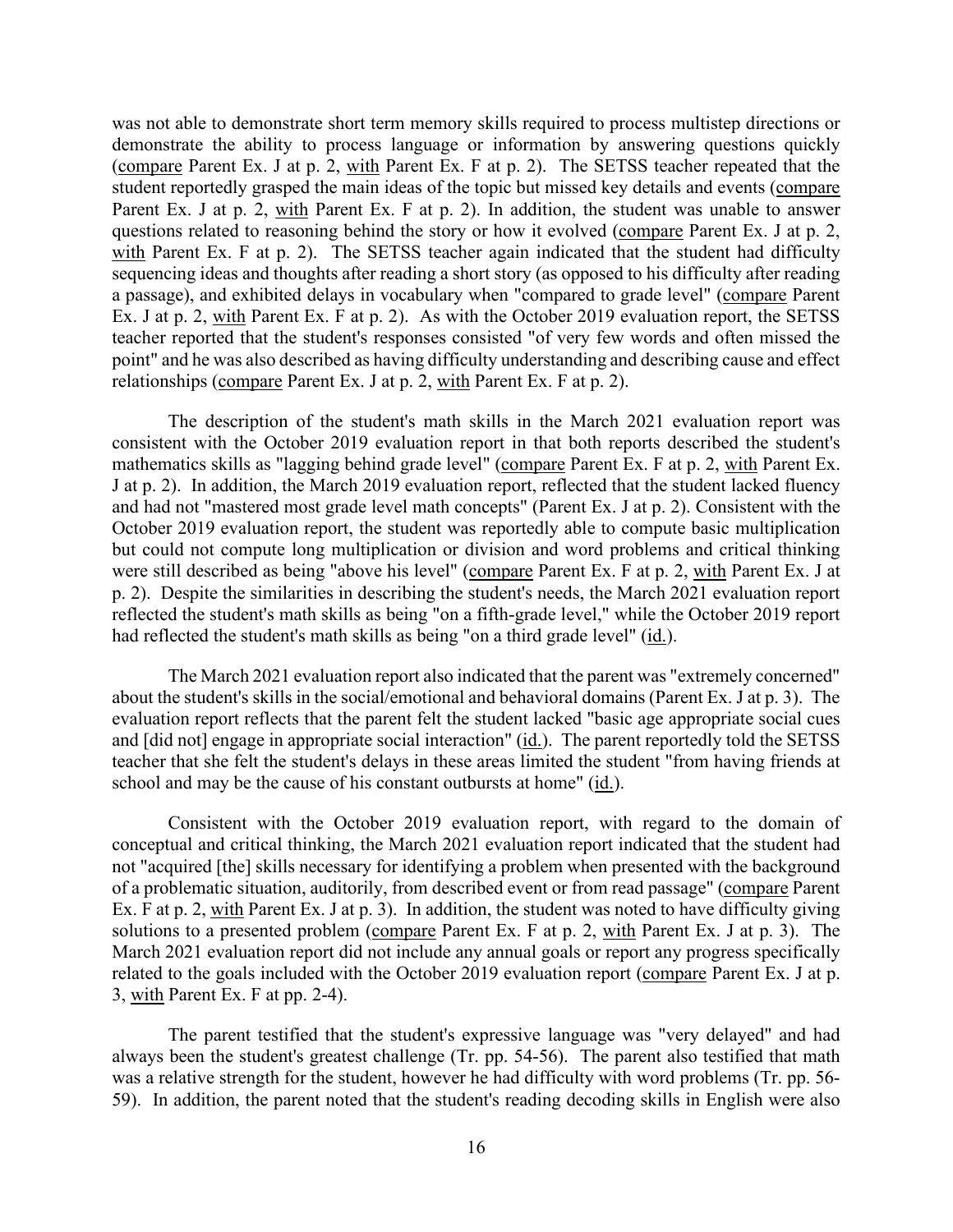was not able to demonstrate short term memory skills required to process multistep directions or demonstrate the ability to process language or information by answering questions quickly (compare Parent Ex. J at p. 2, with Parent Ex. F at p. 2). The SETSS teacher repeated that the student reportedly grasped the main ideas of the topic but missed key details and events (compare Parent Ex. J at p. 2, with Parent Ex. F at p. 2). In addition, the student was unable to answer questions related to reasoning behind the story or how it evolved (compare Parent Ex. J at p. 2, with Parent Ex. F at p. 2). The SETSS teacher again indicated that the student had difficulty sequencing ideas and thoughts after reading a short story (as opposed to his difficulty after reading a passage), and exhibited delays in vocabulary when "compared to grade level" (compare Parent Ex. J at p. 2, with Parent Ex. F at p. 2). As with the October 2019 evaluation report, the SETSS teacher reported that the student's responses consisted "of very few words and often missed the point" and he was also described as having difficulty understanding and describing cause and effect relationships (compare Parent Ex. J at p. 2, with Parent Ex. F at p. 2).

The description of the student's math skills in the March 2021 evaluation report was consistent with the October 2019 evaluation report in that both reports described the student's mathematics skills as "lagging behind grade level" (compare Parent Ex. F at p. 2, with Parent Ex. J at p. 2). In addition, the March 2019 evaluation report, reflected that the student lacked fluency and had not "mastered most grade level math concepts" (Parent Ex. J at p. 2). Consistent with the October 2019 evaluation report, the student was reportedly able to compute basic multiplication but could not compute long multiplication or division and word problems and critical thinking were still described as being "above his level" (compare Parent Ex. F at p. 2, with Parent Ex. J at p. 2). Despite the similarities in describing the student's needs, the March 2021 evaluation report reflected the student's math skills as being "on a fifth-grade level," while the October 2019 report had reflected the student's math skills as being "on a third grade level" (id.).

The March 2021 evaluation report also indicated that the parent was "extremely concerned" about the student's skills in the social/emotional and behavioral domains (Parent Ex. J at p. 3). The evaluation report reflects that the parent felt the student lacked "basic age appropriate social cues and [did not] engage in appropriate social interaction" (id.). The parent reportedly told the SETSS teacher that she felt the student's delays in these areas limited the student "from having friends at school and may be the cause of his constant outbursts at home" (id.).

Consistent with the October 2019 evaluation report, with regard to the domain of conceptual and critical thinking, the March 2021 evaluation report indicated that the student had not "acquired [the] skills necessary for identifying a problem when presented with the background of a problematic situation, auditorily, from described event or from read passage" (compare Parent Ex. F at p. 2, with Parent Ex. J at p. 3). In addition, the student was noted to have difficulty giving solutions to a presented problem (compare Parent Ex. F at p. 2, with Parent Ex. J at p. 3). The March 2021 evaluation report did not include any annual goals or report any progress specifically related to the goals included with the October 2019 evaluation report (compare Parent Ex. J at p. 3, with Parent Ex. F at pp. 2-4).

The parent testified that the student's expressive language was "very delayed" and had always been the student's greatest challenge (Tr. pp. 54-56). The parent also testified that math was a relative strength for the student, however he had difficulty with word problems (Tr. pp. 56-59). In addition, the parent noted that the student's reading decoding skills in English were also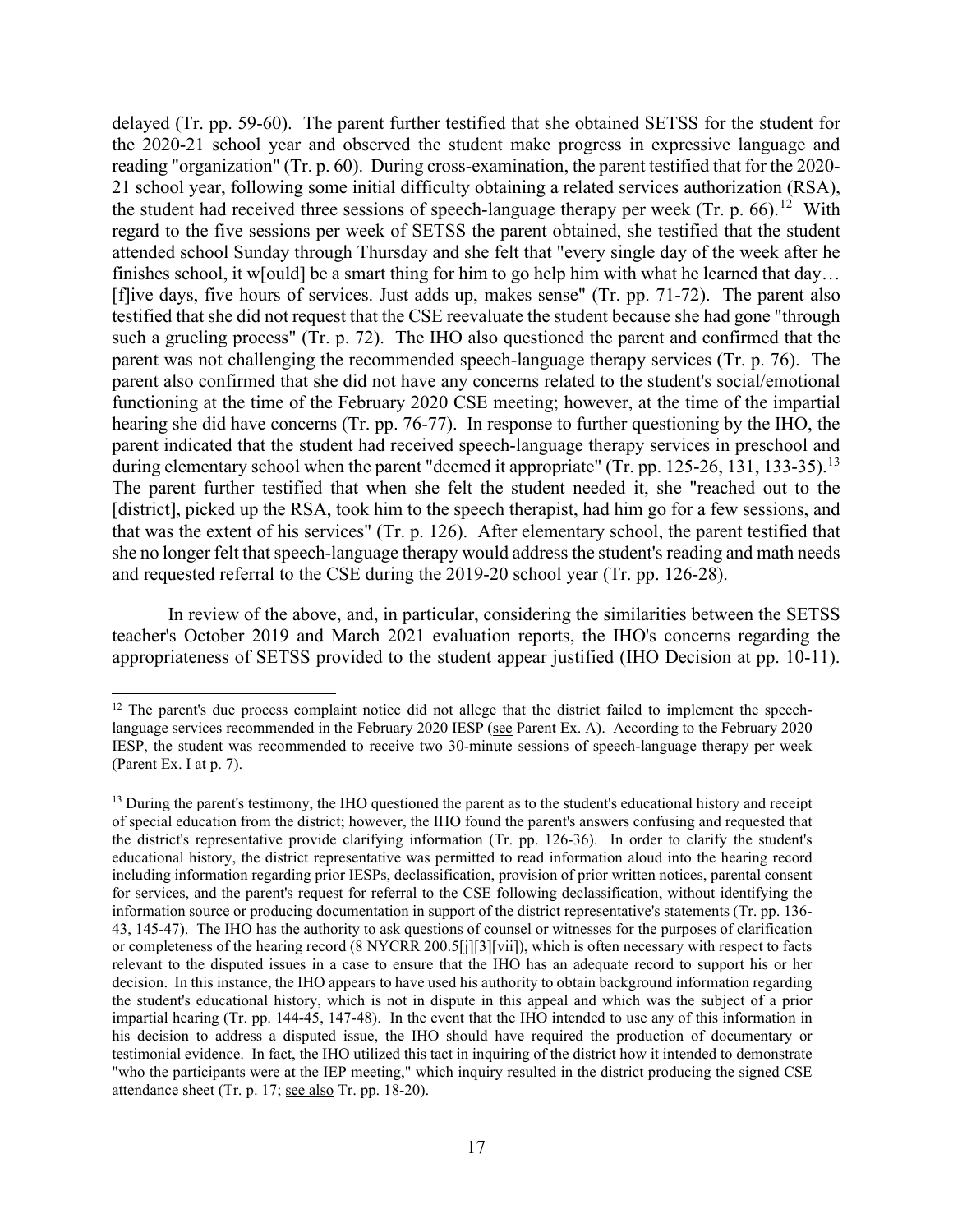delayed (Tr. pp. 59-60). The parent further testified that she obtained SETSS for the student for the 2020-21 school year and observed the student make progress in expressive language and reading "organization" (Tr. p. 60). During cross-examination, the parent testified that for the 2020-21 school year, following some initial difficulty obtaining a related services authorization (RSA), the student had received three sessions of speech-language therapy per week (Tr. p. 66).[12] With regard to the five sessions per week of SETSS the parent obtained, she testified that the student attended school Sunday through Thursday and she felt that "every single day of the week after he finishes school, it w[ould] be a smart thing for him to go help him with what he learned that day… [f]ive days, five hours of services. Just adds up, makes sense" (Tr. pp. 71-72). The parent also testified that she did not request that the CSE reevaluate the student because she had gone "through such a grueling process" (Tr. p. 72). The IHO also questioned the parent and confirmed that the parent was not challenging the recommended speech-language therapy services (Tr. p. 76). The parent also confirmed that she did not have any concerns related to the student's social/emotional functioning at the time of the February 2020 CSE meeting; however, at the time of the impartial hearing she did have concerns (Tr. pp. 76-77). In response to further questioning by the IHO, the parent indicated that the student had received speech-language therapy services in preschool and during elementary school when the parent "deemed it appropriate" (Tr. pp. 125-26, 131, 133-35).[13] The parent further testified that when she felt the student needed it, she "reached out to the [district], picked up the RSA, took him to the speech therapist, had him go for a few sessions, and that was the extent of his services" (Tr. p. 126). After elementary school, the parent testified that she no longer felt that speech-language therapy would address the student's reading and math needs and requested referral to the CSE during the 2019-20 school year (Tr. pp. 126-28).

In review of the above, and, in particular, considering the similarities between the SETSS teacher's October 2019 and March 2021 evaluation reports, the IHO's concerns regarding the appropriateness of SETSS provided to the student appear justified (IHO Decision at pp. 10-11).

---

[12] The parent's due process complaint notice did not allege that the district failed to implement the speech-language services recommended in the February 2020 IESP (see Parent Ex. A). According to the February 2020 IESP, the student was recommended to receive two 30-minute sessions of speech-language therapy per week (Parent Ex. I at p. 7).

[13] During the parent's testimony, the IHO questioned the parent as to the student's educational history and receipt of special education from the district; however, the IHO found the parent's answers confusing and requested that the district's representative provide clarifying information (Tr. pp. 126-36). In order to clarify the student's educational history, the district representative was permitted to read information aloud into the hearing record including information regarding prior IESPs, declassification, provision of prior written notices, parental consent for services, and the parent's request for referral to the CSE following declassification, without identifying the information source or producing documentation in support of the district representative's statements (Tr. pp. 136-43, 145-47). The IHO has the authority to ask questions of counsel or witnesses for the purposes of clarification or completeness of the hearing record (8 NYCRR 200.5[j][3][vii]), which is often necessary with respect to facts relevant to the disputed issues in a case to ensure that the IHO has an adequate record to support his or her decision. In this instance, the IHO appears to have used his authority to obtain background information regarding the student's educational history, which is not in dispute in this appeal and which was the subject of a prior impartial hearing (Tr. pp. 144-45, 147-48). In the event that the IHO intended to use any of this information in his decision to address a disputed issue, the IHO should have required the production of documentary or testimonial evidence. In fact, the IHO utilized this tact in inquiring of the district how it intended to demonstrate "who the participants were at the IEP meeting," which inquiry resulted in the district producing the signed CSE attendance sheet (Tr. p. 17; see also Tr. pp. 18-20).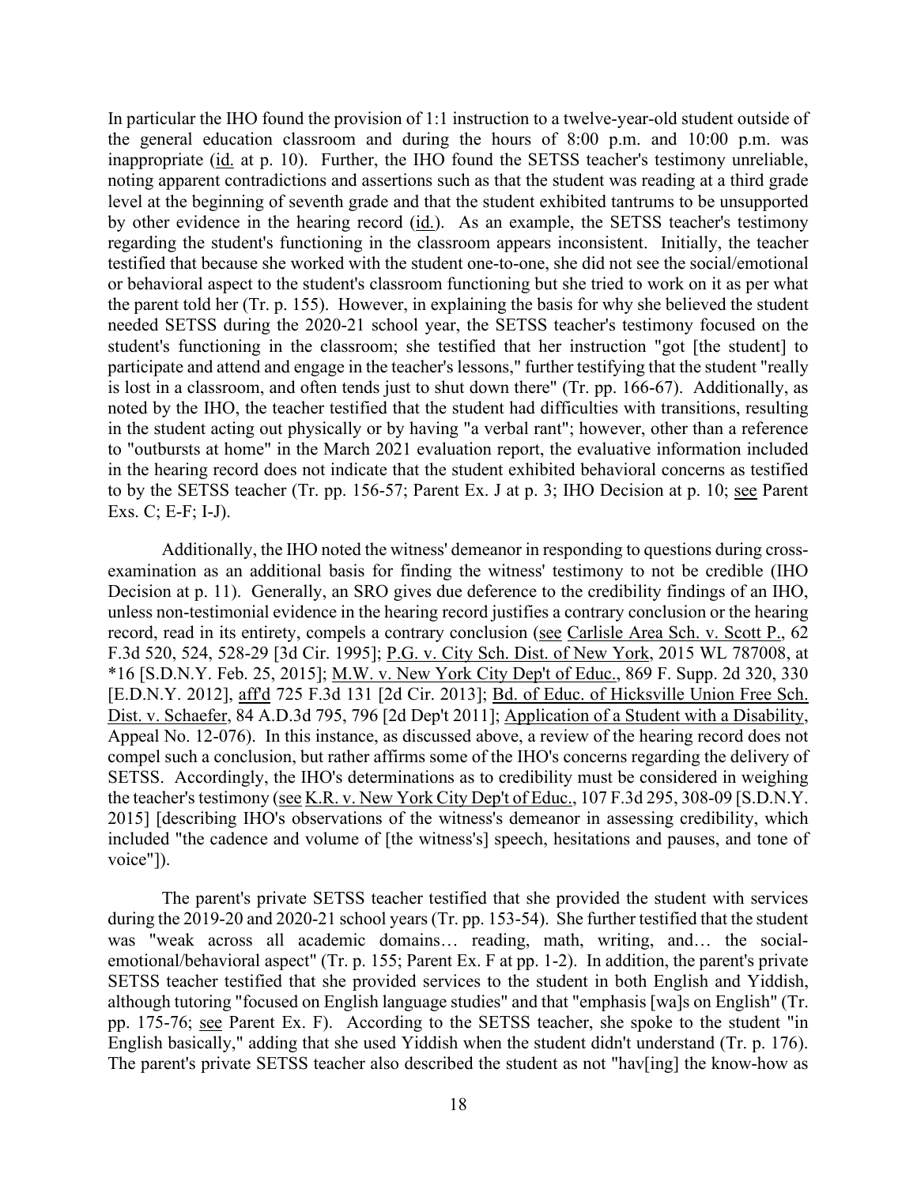In particular the IHO found the provision of 1:1 instruction to a twelve-year-old student outside of the general education classroom and during the hours of 8:00 p.m. and 10:00 p.m. was inappropriate (id. at p. 10). Further, the IHO found the SETSS teacher's testimony unreliable, noting apparent contradictions and assertions such as that the student was reading at a third grade level at the beginning of seventh grade and that the student exhibited tantrums to be unsupported by other evidence in the hearing record (id.). As an example, the SETSS teacher's testimony regarding the student's functioning in the classroom appears inconsistent. Initially, the teacher testified that because she worked with the student one-to-one, she did not see the social/emotional or behavioral aspect to the student's classroom functioning but she tried to work on it as per what the parent told her (Tr. p. 155). However, in explaining the basis for why she believed the student needed SETSS during the 2020-21 school year, the SETSS teacher's testimony focused on the student's functioning in the classroom; she testified that her instruction "got [the student] to participate and attend and engage in the teacher's lessons," further testifying that the student "really is lost in a classroom, and often tends just to shut down there" (Tr. pp. 166-67). Additionally, as noted by the IHO, the teacher testified that the student had difficulties with transitions, resulting in the student acting out physically or by having "a verbal rant"; however, other than a reference to "outbursts at home" in the March 2021 evaluation report, the evaluative information included in the hearing record does not indicate that the student exhibited behavioral concerns as testified to by the SETSS teacher (Tr. pp. 156-57; Parent Ex. J at p. 3; IHO Decision at p. 10; see Parent Exs. C; E-F; I-J).

Additionally, the IHO noted the witness' demeanor in responding to questions during cross-examination as an additional basis for finding the witness' testimony to not be credible (IHO Decision at p. 11). Generally, an SRO gives due deference to the credibility findings of an IHO, unless non-testimonial evidence in the hearing record justifies a contrary conclusion or the hearing record, read in its entirety, compels a contrary conclusion (see Carlisle Area Sch. v. Scott P., 62 F.3d 520, 524, 528-29 [3d Cir. 1995]; P.G. v. City Sch. Dist. of New York, 2015 WL 787008, at *16 [S.D.N.Y. Feb. 25, 2015]; M.W. v. New York City Dep't of Educ., 869 F. Supp. 2d 320, 330 [E.D.N.Y. 2012], aff'd 725 F.3d 131 [2d Cir. 2013]; Bd. of Educ. of Hicksville Union Free Sch. Dist. v. Schaefer, 84 A.D.3d 795, 796 [2d Dep't 2011]; Application of a Student with a Disability, Appeal No. 12-076). In this instance, as discussed above, a review of the hearing record does not compel such a conclusion, but rather affirms some of the IHO's concerns regarding the delivery of SETSS. Accordingly, the IHO's determinations as to credibility must be considered in weighing the teacher's testimony (see K.R. v. New York City Dep't of Educ., 107 F.3d 295, 308-09 [S.D.N.Y. 2015] [describing IHO's observations of the witness's demeanor in assessing credibility, which included "the cadence and volume of [the witness's] speech, hesitations and pauses, and tone of voice"]).

The parent's private SETSS teacher testified that she provided the student with services during the 2019-20 and 2020-21 school years (Tr. pp. 153-54). She further testified that the student was "weak across all academic domains… reading, math, writing, and… the social-emotional/behavioral aspect" (Tr. p. 155; Parent Ex. F at pp. 1-2). In addition, the parent's private SETSS teacher testified that she provided services to the student in both English and Yiddish, although tutoring "focused on English language studies" and that "emphasis [wa]s on English" (Tr. pp. 175-76; see Parent Ex. F). According to the SETSS teacher, she spoke to the student "in English basically," adding that she used Yiddish when the student didn't understand (Tr. p. 176). The parent's private SETSS teacher also described the student as not "hav[ing] the know-how as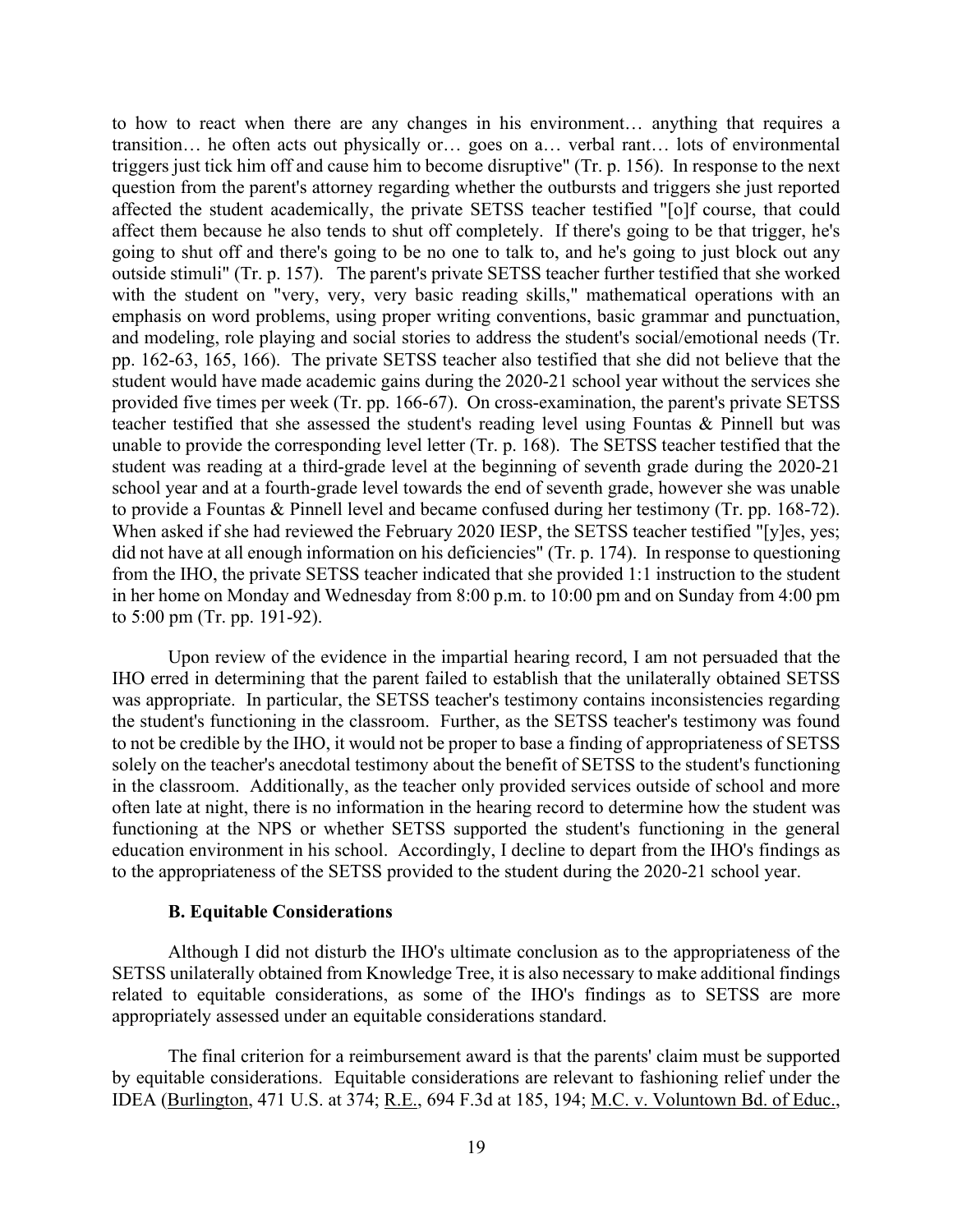to how to react when there are any changes in his environment… anything that requires a transition… he often acts out physically or… goes on a… verbal rant… lots of environmental triggers just tick him off and cause him to become disruptive" (Tr. p. 156). In response to the next question from the parent's attorney regarding whether the outbursts and triggers she just reported affected the student academically, the private SETSS teacher testified "[o]f course, that could affect them because he also tends to shut off completely. If there's going to be that trigger, he's going to shut off and there's going to be no one to talk to, and he's going to just block out any outside stimuli" (Tr. p. 157). The parent's private SETSS teacher further testified that she worked with the student on "very, very, very basic reading skills," mathematical operations with an emphasis on word problems, using proper writing conventions, basic grammar and punctuation, and modeling, role playing and social stories to address the student's social/emotional needs (Tr. pp. 162-63, 165, 166). The private SETSS teacher also testified that she did not believe that the student would have made academic gains during the 2020-21 school year without the services she provided five times per week (Tr. pp. 166-67). On cross-examination, the parent's private SETSS teacher testified that she assessed the student's reading level using Fountas & Pinnell but was unable to provide the corresponding level letter (Tr. p. 168). The SETSS teacher testified that the student was reading at a third-grade level at the beginning of seventh grade during the 2020-21 school year and at a fourth-grade level towards the end of seventh grade, however she was unable to provide a Fountas & Pinnell level and became confused during her testimony (Tr. pp. 168-72). When asked if she had reviewed the February 2020 IESP, the SETSS teacher testified "[y]es, yes; did not have at all enough information on his deficiencies" (Tr. p. 174). In response to questioning from the IHO, the private SETSS teacher indicated that she provided 1:1 instruction to the student in her home on Monday and Wednesday from 8:00 p.m. to 10:00 pm and on Sunday from 4:00 pm to 5:00 pm (Tr. pp. 191-92).

Upon review of the evidence in the impartial hearing record, I am not persuaded that the IHO erred in determining that the parent failed to establish that the unilaterally obtained SETSS was appropriate. In particular, the SETSS teacher's testimony contains inconsistencies regarding the student's functioning in the classroom. Further, as the SETSS teacher's testimony was found to not be credible by the IHO, it would not be proper to base a finding of appropriateness of SETSS solely on the teacher's anecdotal testimony about the benefit of SETSS to the student's functioning in the classroom. Additionally, as the teacher only provided services outside of school and more often late at night, there is no information in the hearing record to determine how the student was functioning at the NPS or whether SETSS supported the student's functioning in the general education environment in his school. Accordingly, I decline to depart from the IHO's findings as to the appropriateness of the SETSS provided to the student during the 2020-21 school year.

### B. Equitable Considerations

Although I did not disturb the IHO's ultimate conclusion as to the appropriateness of the SETSS unilaterally obtained from Knowledge Tree, it is also necessary to make additional findings related to equitable considerations, as some of the IHO's findings as to SETSS are more appropriately assessed under an equitable considerations standard.

The final criterion for a reimbursement award is that the parents' claim must be supported by equitable considerations. Equitable considerations are relevant to fashioning relief under the IDEA (Burlington, 471 U.S. at 374; R.E., 694 F.3d at 185, 194; M.C. v. Voluntown Bd. of Educ.,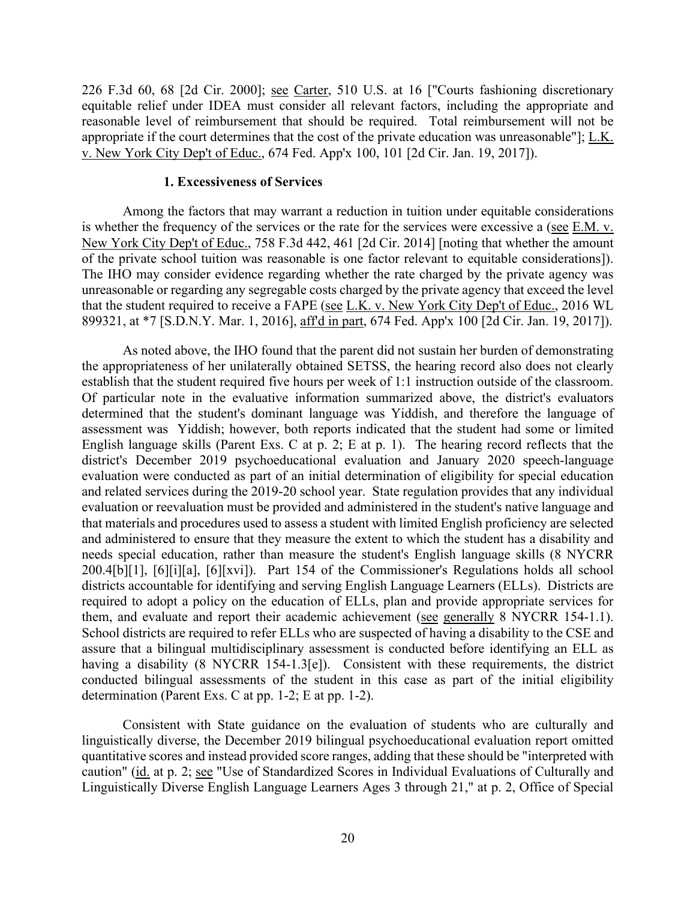226 F.3d 60, 68 [2d Cir. 2000]; see Carter, 510 U.S. at 16 ["Courts fashioning discretionary equitable relief under IDEA must consider all relevant factors, including the appropriate and reasonable level of reimbursement that should be required. Total reimbursement will not be appropriate if the court determines that the cost of the private education was unreasonable"]; L.K. v. New York City Dep't of Educ., 674 Fed. App'x 100, 101 [2d Cir. Jan. 19, 2017]).

### 1. Excessiveness of Services

Among the factors that may warrant a reduction in tuition under equitable considerations is whether the frequency of the services or the rate for the services were excessive a (see E.M. v. New York City Dep't of Educ., 758 F.3d 442, 461 [2d Cir. 2014] [noting that whether the amount of the private school tuition was reasonable is one factor relevant to equitable considerations]). The IHO may consider evidence regarding whether the rate charged by the private agency was unreasonable or regarding any segregable costs charged by the private agency that exceed the level that the student required to receive a FAPE (see L.K. v. New York City Dep't of Educ., 2016 WL 899321, at *7 [S.D.N.Y. Mar. 1, 2016], aff'd in part, 674 Fed. App'x 100 [2d Cir. Jan. 19, 2017]).

As noted above, the IHO found that the parent did not sustain her burden of demonstrating the appropriateness of her unilaterally obtained SETSS, the hearing record also does not clearly establish that the student required five hours per week of 1:1 instruction outside of the classroom. Of particular note in the evaluative information summarized above, the district's evaluators determined that the student's dominant language was Yiddish, and therefore the language of assessment was Yiddish; however, both reports indicated that the student had some or limited English language skills (Parent Exs. C at p. 2; E at p. 1). The hearing record reflects that the district's December 2019 psychoeducational evaluation and January 2020 speech-language evaluation were conducted as part of an initial determination of eligibility for special education and related services during the 2019-20 school year. State regulation provides that any individual evaluation or reevaluation must be provided and administered in the student's native language and that materials and procedures used to assess a student with limited English proficiency are selected and administered to ensure that they measure the extent to which the student has a disability and needs special education, rather than measure the student's English language skills (8 NYCRR 200.4[b][1], [6][i][a], [6][xvi]). Part 154 of the Commissioner's Regulations holds all school districts accountable for identifying and serving English Language Learners (ELLs). Districts are required to adopt a policy on the education of ELLs, plan and provide appropriate services for them, and evaluate and report their academic achievement (see generally 8 NYCRR 154-1.1). School districts are required to refer ELLs who are suspected of having a disability to the CSE and assure that a bilingual multidisciplinary assessment is conducted before identifying an ELL as having a disability (8 NYCRR 154-1.3[e]). Consistent with these requirements, the district conducted bilingual assessments of the student in this case as part of the initial eligibility determination (Parent Exs. C at pp. 1-2; E at pp. 1-2).

Consistent with State guidance on the evaluation of students who are culturally and linguistically diverse, the December 2019 bilingual psychoeducational evaluation report omitted quantitative scores and instead provided score ranges, adding that these should be "interpreted with caution" (id. at p. 2; see "Use of Standardized Scores in Individual Evaluations of Culturally and Linguistically Diverse English Language Learners Ages 3 through 21," at p. 2, Office of Special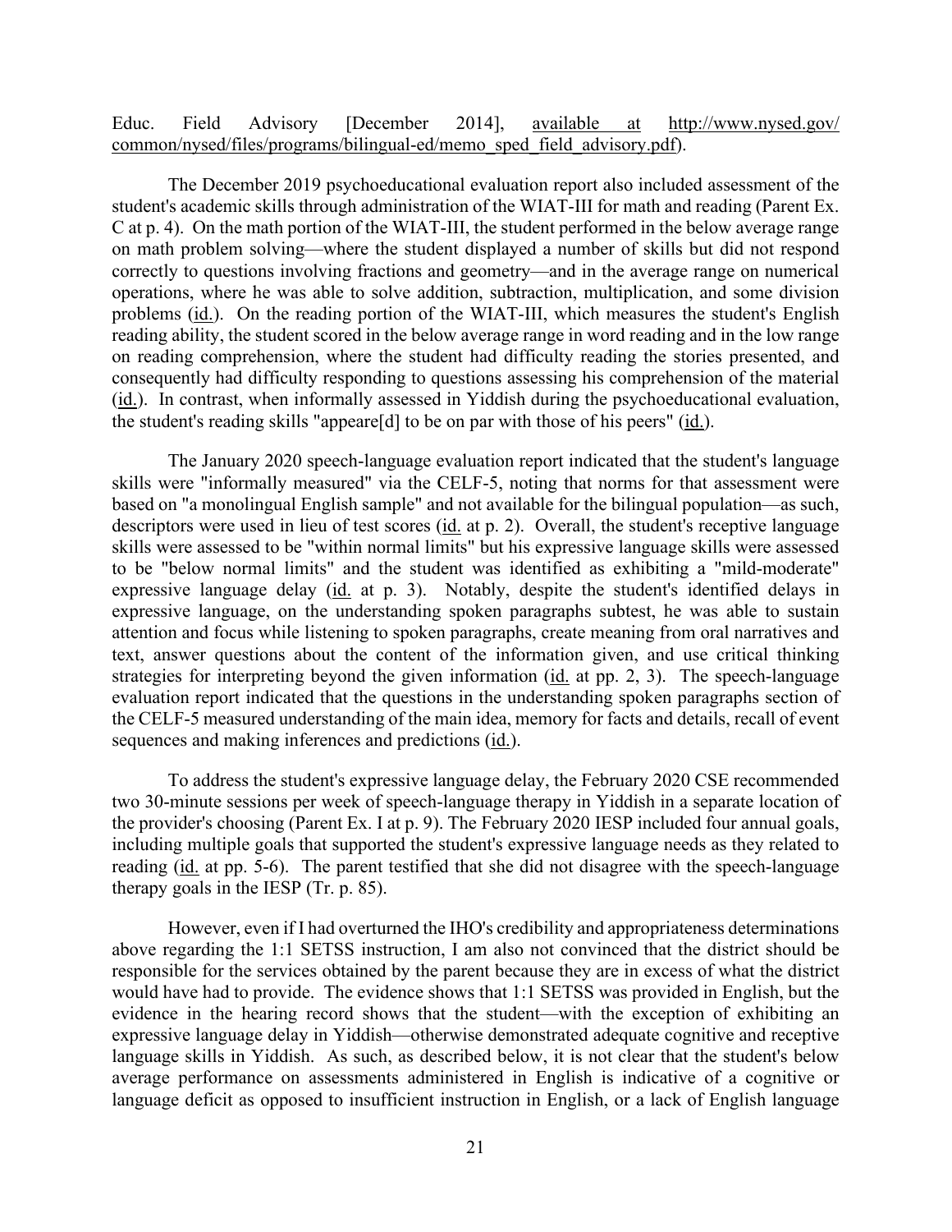Educ. Field Advisory [December 2014], available at http://www.nysed.gov/common/nysed/files/programs/bilingual-ed/memo_sped_field_advisory.pdf).

The December 2019 psychoeducational evaluation report also included assessment of the student's academic skills through administration of the WIAT-III for math and reading (Parent Ex. C at p. 4). On the math portion of the WIAT-III, the student performed in the below average range on math problem solving—where the student displayed a number of skills but did not respond correctly to questions involving fractions and geometry—and in the average range on numerical operations, where he was able to solve addition, subtraction, multiplication, and some division problems (id.). On the reading portion of the WIAT-III, which measures the student's English reading ability, the student scored in the below average range in word reading and in the low range on reading comprehension, where the student had difficulty reading the stories presented, and consequently had difficulty responding to questions assessing his comprehension of the material (id.). In contrast, when informally assessed in Yiddish during the psychoeducational evaluation, the student's reading skills "appeare[d] to be on par with those of his peers" (id.).

The January 2020 speech-language evaluation report indicated that the student's language skills were "informally measured" via the CELF-5, noting that norms for that assessment were based on "a monolingual English sample" and not available for the bilingual population—as such, descriptors were used in lieu of test scores (id. at p. 2). Overall, the student's receptive language skills were assessed to be "within normal limits" but his expressive language skills were assessed to be "below normal limits" and the student was identified as exhibiting a "mild-moderate" expressive language delay (id. at p. 3). Notably, despite the student's identified delays in expressive language, on the understanding spoken paragraphs subtest, he was able to sustain attention and focus while listening to spoken paragraphs, create meaning from oral narratives and text, answer questions about the content of the information given, and use critical thinking strategies for interpreting beyond the given information (id. at pp. 2, 3). The speech-language evaluation report indicated that the questions in the understanding spoken paragraphs section of the CELF-5 measured understanding of the main idea, memory for facts and details, recall of event sequences and making inferences and predictions (id.).

To address the student's expressive language delay, the February 2020 CSE recommended two 30-minute sessions per week of speech-language therapy in Yiddish in a separate location of the provider's choosing (Parent Ex. I at p. 9). The February 2020 IESP included four annual goals, including multiple goals that supported the student's expressive language needs as they related to reading (id. at pp. 5-6). The parent testified that she did not disagree with the speech-language therapy goals in the IESP (Tr. p. 85).

However, even if I had overturned the IHO's credibility and appropriateness determinations above regarding the 1:1 SETSS instruction, I am also not convinced that the district should be responsible for the services obtained by the parent because they are in excess of what the district would have had to provide. The evidence shows that 1:1 SETSS was provided in English, but the evidence in the hearing record shows that the student—with the exception of exhibiting an expressive language delay in Yiddish—otherwise demonstrated adequate cognitive and receptive language skills in Yiddish. As such, as described below, it is not clear that the student's below average performance on assessments administered in English is indicative of a cognitive or language deficit as opposed to insufficient instruction in English, or a lack of English language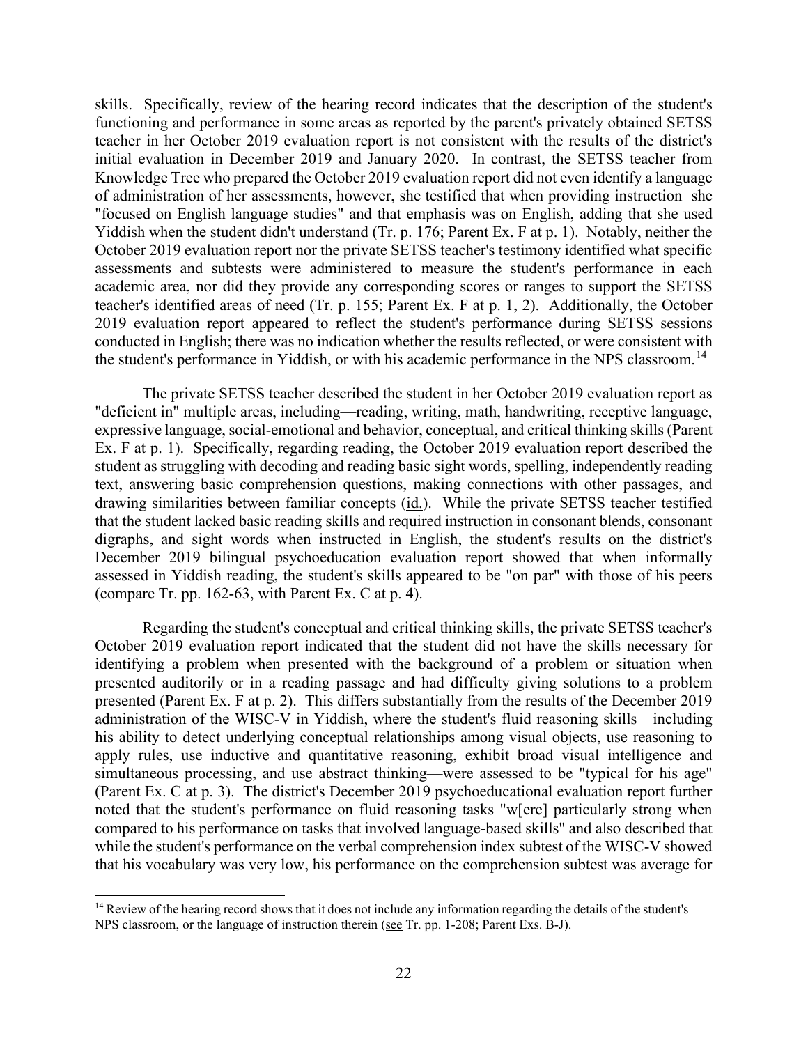skills. Specifically, review of the hearing record indicates that the description of the student's functioning and performance in some areas as reported by the parent's privately obtained SETSS teacher in her October 2019 evaluation report is not consistent with the results of the district's initial evaluation in December 2019 and January 2020. In contrast, the SETSS teacher from Knowledge Tree who prepared the October 2019 evaluation report did not even identify a language of administration of her assessments, however, she testified that when providing instruction she "focused on English language studies" and that emphasis was on English, adding that she used Yiddish when the student didn't understand (Tr. p. 176; Parent Ex. F at p. 1). Notably, neither the October 2019 evaluation report nor the private SETSS teacher's testimony identified what specific assessments and subtests were administered to measure the student's performance in each academic area, nor did they provide any corresponding scores or ranges to support the SETSS teacher's identified areas of need (Tr. p. 155; Parent Ex. F at p. 1, 2). Additionally, the October 2019 evaluation report appeared to reflect the student's performance during SETSS sessions conducted in English; there was no indication whether the results reflected, or were consistent with the student's performance in Yiddish, or with his academic performance in the NPS classroom.[14]

The private SETSS teacher described the student in her October 2019 evaluation report as "deficient in" multiple areas, including—reading, writing, math, handwriting, receptive language, expressive language, social-emotional and behavior, conceptual, and critical thinking skills (Parent Ex. F at p. 1). Specifically, regarding reading, the October 2019 evaluation report described the student as struggling with decoding and reading basic sight words, spelling, independently reading text, answering basic comprehension questions, making connections with other passages, and drawing similarities between familiar concepts (id.). While the private SETSS teacher testified that the student lacked basic reading skills and required instruction in consonant blends, consonant digraphs, and sight words when instructed in English, the student's results on the district's December 2019 bilingual psychoeducation evaluation report showed that when informally assessed in Yiddish reading, the student's skills appeared to be "on par" with those of his peers (compare Tr. pp. 162-63, with Parent Ex. C at p. 4).

Regarding the student's conceptual and critical thinking skills, the private SETSS teacher's October 2019 evaluation report indicated that the student did not have the skills necessary for identifying a problem when presented with the background of a problem or situation when presented auditorily or in a reading passage and had difficulty giving solutions to a problem presented (Parent Ex. F at p. 2). This differs substantially from the results of the December 2019 administration of the WISC-V in Yiddish, where the student's fluid reasoning skills—including his ability to detect underlying conceptual relationships among visual objects, use reasoning to apply rules, use inductive and quantitative reasoning, exhibit broad visual intelligence and simultaneous processing, and use abstract thinking—were assessed to be "typical for his age" (Parent Ex. C at p. 3). The district's December 2019 psychoeducational evaluation report further noted that the student's performance on fluid reasoning tasks "w[ere] particularly strong when compared to his performance on tasks that involved language-based skills" and also described that while the student's performance on the verbal comprehension index subtest of the WISC-V showed that his vocabulary was very low, his performance on the comprehension subtest was average for

[14] Review of the hearing record shows that it does not include any information regarding the details of the student's NPS classroom, or the language of instruction therein (see Tr. pp. 1-208; Parent Exs. B-J).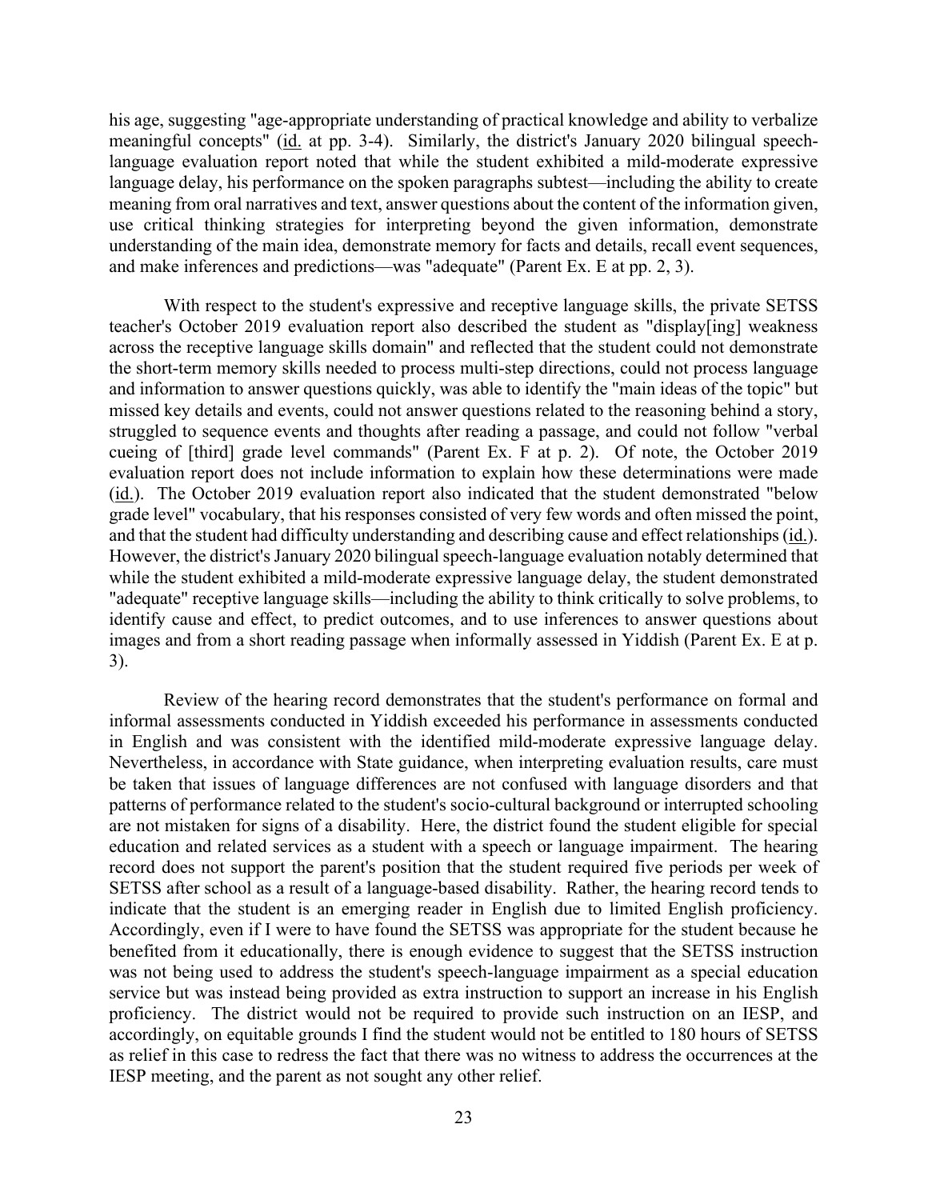his age, suggesting "age-appropriate understanding of practical knowledge and ability to verbalize meaningful concepts" (id. at pp. 3-4). Similarly, the district's January 2020 bilingual speech-language evaluation report noted that while the student exhibited a mild-moderate expressive language delay, his performance on the spoken paragraphs subtest—including the ability to create meaning from oral narratives and text, answer questions about the content of the information given, use critical thinking strategies for interpreting beyond the given information, demonstrate understanding of the main idea, demonstrate memory for facts and details, recall event sequences, and make inferences and predictions—was "adequate" (Parent Ex. E at pp. 2, 3).

With respect to the student's expressive and receptive language skills, the private SETSS teacher's October 2019 evaluation report also described the student as "display[ing] weakness across the receptive language skills domain" and reflected that the student could not demonstrate the short-term memory skills needed to process multi-step directions, could not process language and information to answer questions quickly, was able to identify the "main ideas of the topic" but missed key details and events, could not answer questions related to the reasoning behind a story, struggled to sequence events and thoughts after reading a passage, and could not follow "verbal cueing of [third] grade level commands" (Parent Ex. F at p. 2). Of note, the October 2019 evaluation report does not include information to explain how these determinations were made (id.). The October 2019 evaluation report also indicated that the student demonstrated "below grade level" vocabulary, that his responses consisted of very few words and often missed the point, and that the student had difficulty understanding and describing cause and effect relationships (id.). However, the district's January 2020 bilingual speech-language evaluation notably determined that while the student exhibited a mild-moderate expressive language delay, the student demonstrated "adequate" receptive language skills—including the ability to think critically to solve problems, to identify cause and effect, to predict outcomes, and to use inferences to answer questions about images and from a short reading passage when informally assessed in Yiddish (Parent Ex. E at p. 3).

Review of the hearing record demonstrates that the student's performance on formal and informal assessments conducted in Yiddish exceeded his performance in assessments conducted in English and was consistent with the identified mild-moderate expressive language delay. Nevertheless, in accordance with State guidance, when interpreting evaluation results, care must be taken that issues of language differences are not confused with language disorders and that patterns of performance related to the student's socio-cultural background or interrupted schooling are not mistaken for signs of a disability. Here, the district found the student eligible for special education and related services as a student with a speech or language impairment. The hearing record does not support the parent's position that the student required five periods per week of SETSS after school as a result of a language-based disability. Rather, the hearing record tends to indicate that the student is an emerging reader in English due to limited English proficiency. Accordingly, even if I were to have found the SETSS was appropriate for the student because he benefited from it educationally, there is enough evidence to suggest that the SETSS instruction was not being used to address the student's speech-language impairment as a special education service but was instead being provided as extra instruction to support an increase in his English proficiency. The district would not be required to provide such instruction on an IESP, and accordingly, on equitable grounds I find the student would not be entitled to 180 hours of SETSS as relief in this case to redress the fact that there was no witness to address the occurrences at the IESP meeting, and the parent as not sought any other relief.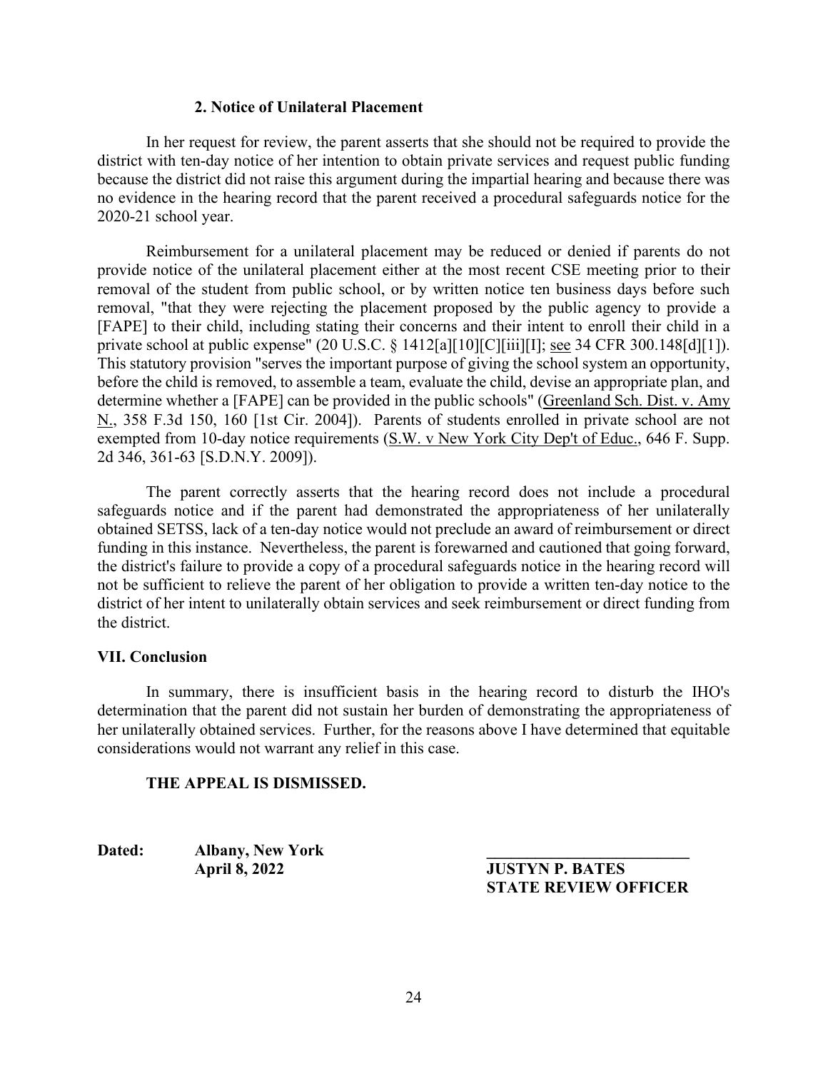### 2. Notice of Unilateral Placement

In her request for review, the parent asserts that she should not be required to provide the district with ten-day notice of her intention to obtain private services and request public funding because the district did not raise this argument during the impartial hearing and because there was no evidence in the hearing record that the parent received a procedural safeguards notice for the 2020-21 school year.

Reimbursement for a unilateral placement may be reduced or denied if parents do not provide notice of the unilateral placement either at the most recent CSE meeting prior to their removal of the student from public school, or by written notice ten business days before such removal, "that they were rejecting the placement proposed by the public agency to provide a [FAPE] to their child, including stating their concerns and their intent to enroll their child in a private school at public expense" (20 U.S.C. § 1412[a][10][C][iii][I]; see 34 CFR 300.148[d][1]). This statutory provision "serves the important purpose of giving the school system an opportunity, before the child is removed, to assemble a team, evaluate the child, devise an appropriate plan, and determine whether a [FAPE] can be provided in the public schools" (Greenland Sch. Dist. v. Amy N., 358 F.3d 150, 160 [1st Cir. 2004]). Parents of students enrolled in private school are not exempted from 10-day notice requirements (S.W. v New York City Dep't of Educ., 646 F. Supp. 2d 346, 361-63 [S.D.N.Y. 2009]).

The parent correctly asserts that the hearing record does not include a procedural safeguards notice and if the parent had demonstrated the appropriateness of her unilaterally obtained SETSS, lack of a ten-day notice would not preclude an award of reimbursement or direct funding in this instance. Nevertheless, the parent is forewarned and cautioned that going forward, the district's failure to provide a copy of a procedural safeguards notice in the hearing record will not be sufficient to relieve the parent of her obligation to provide a written ten-day notice to the district of her intent to unilaterally obtain services and seek reimbursement or direct funding from the district.

## VII. Conclusion

In summary, there is insufficient basis in the hearing record to disturb the IHO's determination that the parent did not sustain her burden of demonstrating the appropriateness of her unilaterally obtained services. Further, for the reasons above I have determined that equitable considerations would not warrant any relief in this case.

**THE APPEAL IS DISMISSED.**

**Dated:** **Albany, New York**
**April 8, 2022**

**JUSTYN P. BATES**
**STATE REVIEW OFFICER**